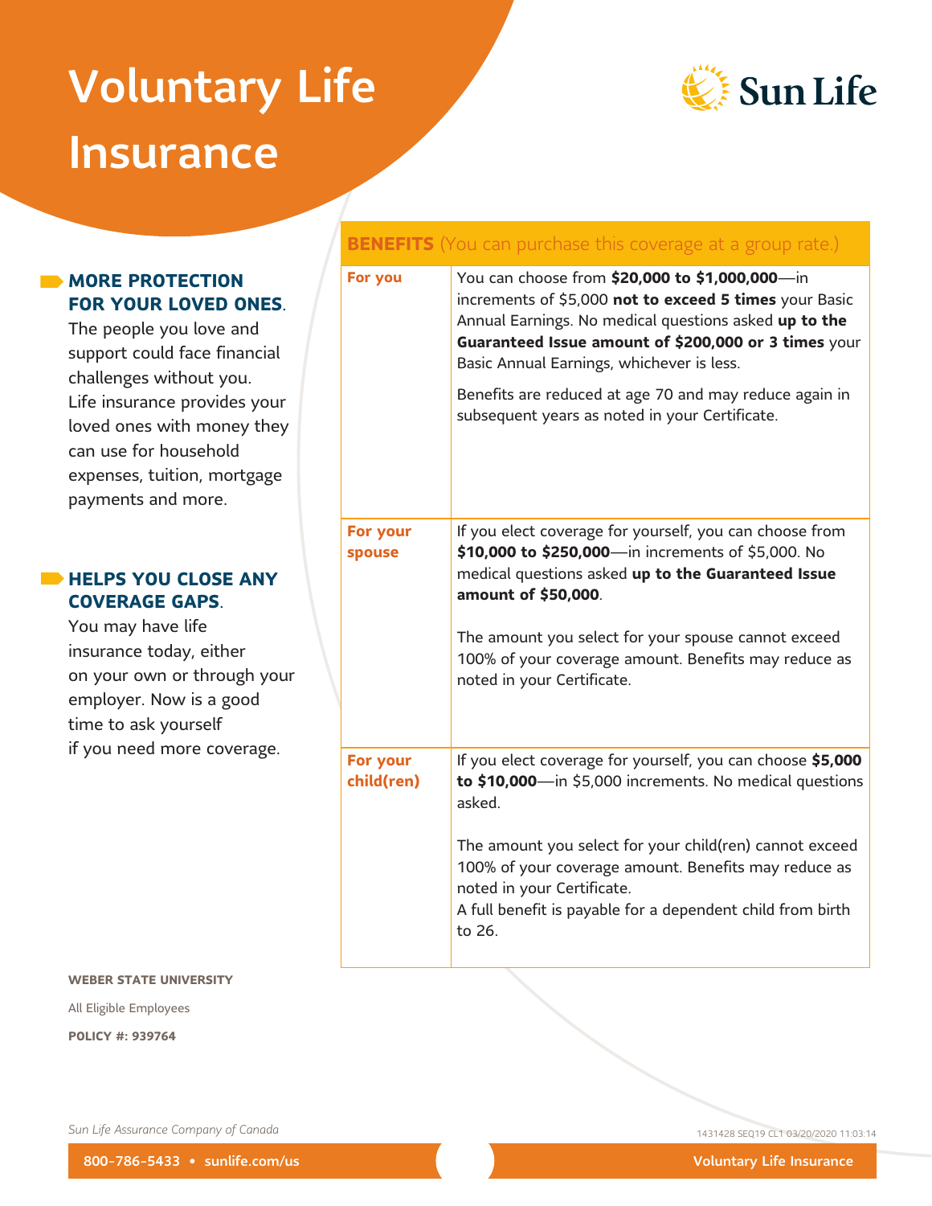# Voluntary Life Insurance

Sun Life

**MORE PROTECTION FOR YOUR LOVED ONES.**

The people you love and support could face financial challenges without you. Life insurance provides your loved ones with money they can use for household expenses, tuition, mortgage payments and more.

**HELPS YOU CLOSE ANY COVERAGE GAPS.**

You may have life insurance today, either on your own or through your employer. Now is a good time to ask yourself if you need more coverage.

| **BENEFITS** (You can purchase this coverage at a group rate.) | |
|---|---|
| **For you** | You can choose from **$20,000 to $1,000,000**—in increments of $5,000 **not to exceed 5 times** your Basic Annual Earnings. No medical questions asked **up to the Guaranteed Issue amount of $200,000 or 3 times** your Basic Annual Earnings, whichever is less.<br><br>Benefits are reduced at age 70 and may reduce again in subsequent years as noted in your Certificate. |
| **For your spouse** | If you elect coverage for yourself, you can choose from **$10,000 to $250,000**—in increments of $5,000. No medical questions asked **up to the Guaranteed Issue amount of $50,000**.<br><br>The amount you select for your spouse cannot exceed 100% of your coverage amount. Benefits may reduce as noted in your Certificate. |
| **For your child(ren)** | If you elect coverage for yourself, you can choose **$5,000 to $10,000**—in $5,000 increments. No medical questions asked.<br><br>The amount you select for your child(ren) cannot exceed 100% of your coverage amount. Benefits may reduce as noted in your Certificate.<br>A full benefit is payable for a dependent child from birth to 26. |

**WEBER STATE UNIVERSITY**

All Eligible Employees

**POLICY #: 939764**

*Sun Life Assurance Company of Canada*

1431428 SEQ19 CL1 03/20/2020 11:03:14

800-786-5433 • sunlife.com/us

Voluntary Life Insurance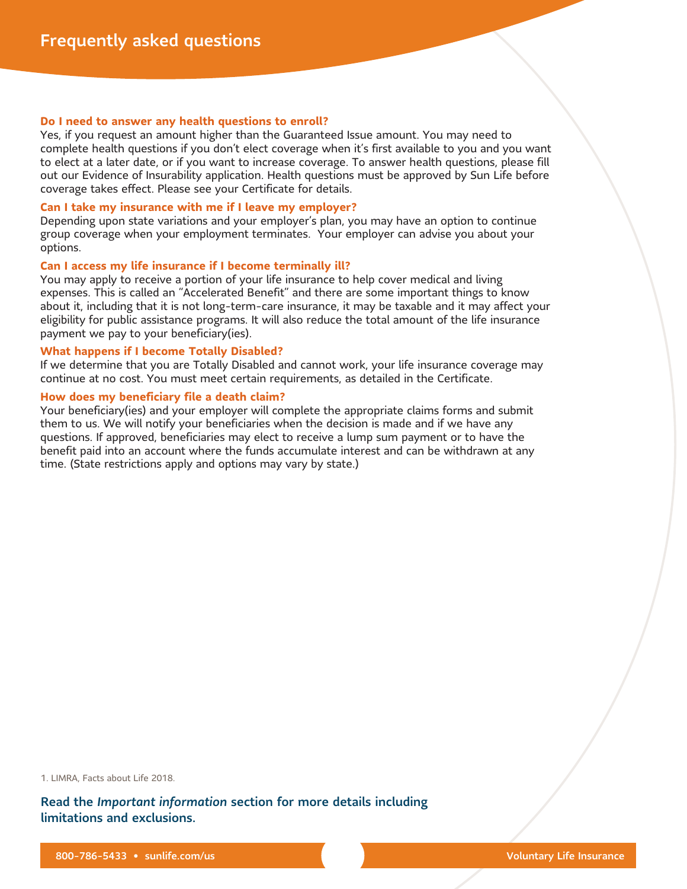## Frequently asked questions

**Do I need to answer any health questions to enroll?**

Yes, if you request an amount higher than the Guaranteed Issue amount. You may need to complete health questions if you don't elect coverage when it's first available to you and you want to elect at a later date, or if you want to increase coverage. To answer health questions, please fill out our Evidence of Insurability application. Health questions must be approved by Sun Life before coverage takes effect. Please see your Certificate for details.

**Can I take my insurance with me if I leave my employer?**

Depending upon state variations and your employer's plan, you may have an option to continue group coverage when your employment terminates. Your employer can advise you about your options.

**Can I access my life insurance if I become terminally ill?**

You may apply to receive a portion of your life insurance to help cover medical and living expenses. This is called an "Accelerated Benefit" and there are some important things to know about it, including that it is not long-term-care insurance, it may be taxable and it may affect your eligibility for public assistance programs. It will also reduce the total amount of the life insurance payment we pay to your beneficiary(ies).

**What happens if I become Totally Disabled?**

If we determine that you are Totally Disabled and cannot work, your life insurance coverage may continue at no cost. You must meet certain requirements, as detailed in the Certificate.

**How does my beneficiary file a death claim?**

Your beneficiary(ies) and your employer will complete the appropriate claims forms and submit them to us. We will notify your beneficiaries when the decision is made and if we have any questions. If approved, beneficiaries may elect to receive a lump sum payment or to have the benefit paid into an account where the funds accumulate interest and can be withdrawn at any time. (State restrictions apply and options may vary by state.)

1. LIMRA, Facts about Life 2018.

**Read the *Important information* section for more details including limitations and exclusions.**

800-786-5433 • sunlife.com/us

Voluntary Life Insurance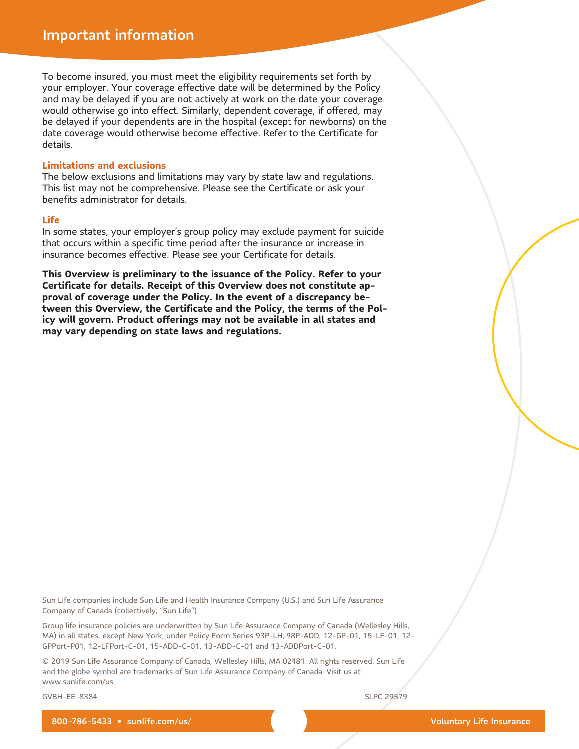# Important information

To become insured, you must meet the eligibility requirements set forth by your employer. Your coverage effective date will be determined by the Policy and may be delayed if you are not actively at work on the date your coverage would otherwise go into effect. Similarly, dependent coverage, if offered, may be delayed if your dependents are in the hospital (except for newborns) on the date coverage would otherwise become effective. Refer to the Certificate for details.

## Limitations and exclusions

The below exclusions and limitations may vary by state law and regulations. This list may not be comprehensive. Please see the Certificate or ask your benefits administrator for details.

### Life

In some states, your employer's group policy may exclude payment for suicide that occurs within a specific time period after the insurance or increase in insurance becomes effective. Please see your Certificate for details.

**This Overview is preliminary to the issuance of the Policy. Refer to your Certificate for details. Receipt of this Overview does not constitute approval of coverage under the Policy. In the event of a discrepancy between this Overview, the Certificate and the Policy, the terms of the Policy will govern. Product offerings may not be available in all states and may vary depending on state laws and regulations.**

Sun Life companies include Sun Life and Health Insurance Company (U.S.) and Sun Life Assurance Company of Canada (collectively, "Sun Life").

Group life insurance policies are underwritten by Sun Life Assurance Company of Canada (Wellesley Hills, MA) in all states, except New York, under Policy Form Series 93P-LH, 98P-ADD, 12-GP-01, 15-LF-01, 12-GPPort-P01, 12-LFPort-C-01, 15-ADD-C-01, 13-ADD-C-01 and 13-ADDPort-C-01.

© 2019 Sun Life Assurance Company of Canada, Wellesley Hills, MA 02481. All rights reserved. Sun Life and the globe symbol are trademarks of Sun Life Assurance Company of Canada. Visit us at www.sunlife.com/us.

GVBH-EE-8384 SLPC 29579

800-786-5433 • sunlife.com/us/ Voluntary Life Insurance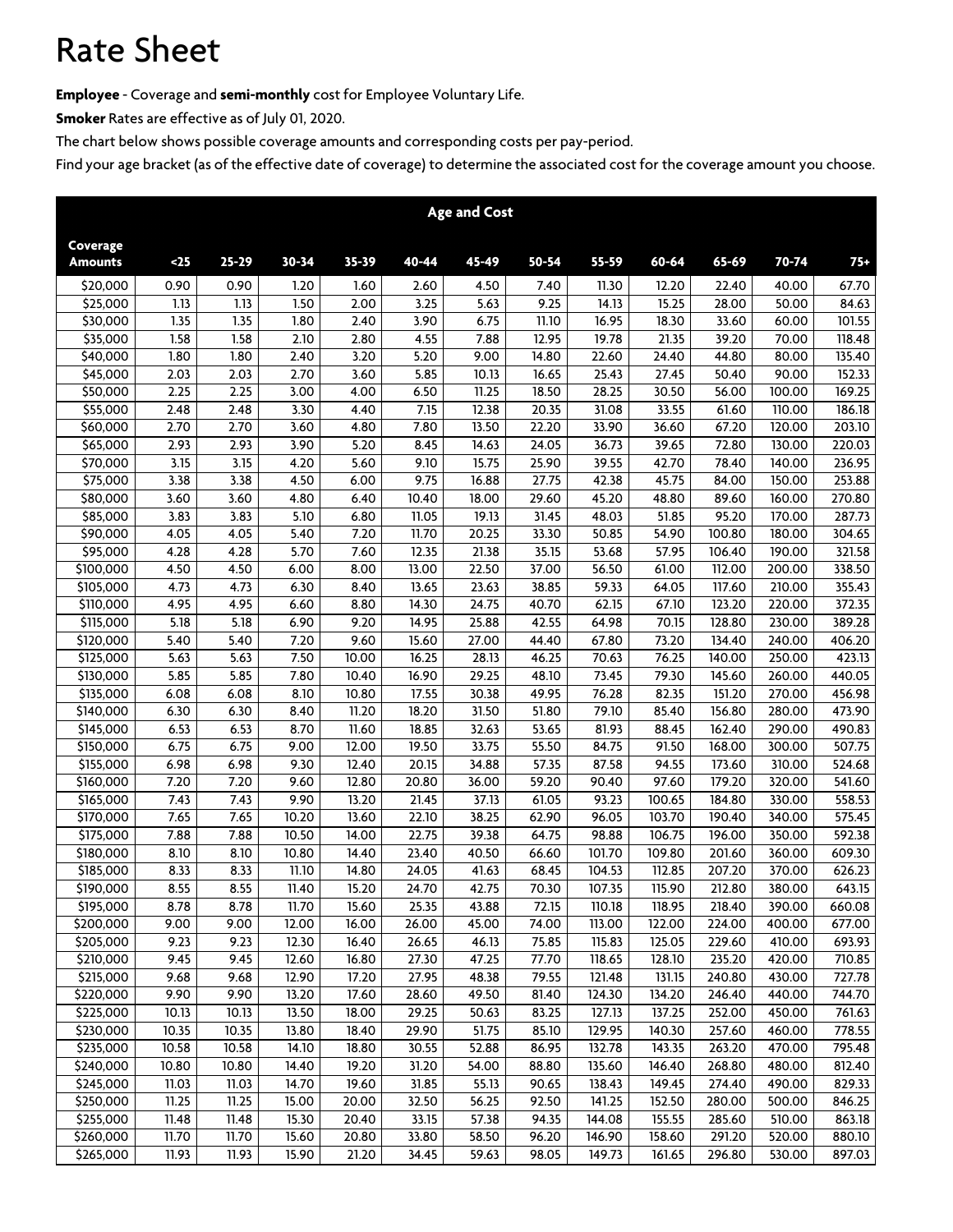# Rate Sheet

**Employee** - Coverage and **semi-monthly** cost for Employee Voluntary Life.

**Smoker** Rates are effective as of July 01, 2020.

The chart below shows possible coverage amounts and corresponding costs per pay-period.

Find your age bracket (as of the effective date of coverage) to determine the associated cost for the coverage amount you choose.

| | Age and Cost | | | | | | | | | | | |
|---|---|---|---|---|---|---|---|---|---|---|---|---|
| **Coverage Amounts** | **<25** | **25-29** | **30-34** | **35-39** | **40-44** | **45-49** | **50-54** | **55-59** | **60-64** | **65-69** | **70-74** | **75+** |
| $20,000 | 0.90 | 0.90 | 1.20 | 1.60 | 2.60 | 4.50 | 7.40 | 11.30 | 12.20 | 22.40 | 40.00 | 67.70 |
| $25,000 | 1.13 | 1.13 | 1.50 | 2.00 | 3.25 | 5.63 | 9.25 | 14.13 | 15.25 | 28.00 | 50.00 | 84.63 |
| $30,000 | 1.35 | 1.35 | 1.80 | 2.40 | 3.90 | 6.75 | 11.10 | 16.95 | 18.30 | 33.60 | 60.00 | 101.55 |
| $35,000 | 1.58 | 1.58 | 2.10 | 2.80 | 4.55 | 7.88 | 12.95 | 19.78 | 21.35 | 39.20 | 70.00 | 118.48 |
| $40,000 | 1.80 | 1.80 | 2.40 | 3.20 | 5.20 | 9.00 | 14.80 | 22.60 | 24.40 | 44.80 | 80.00 | 135.40 |
| $45,000 | 2.03 | 2.03 | 2.70 | 3.60 | 5.85 | 10.13 | 16.65 | 25.43 | 27.45 | 50.40 | 90.00 | 152.33 |
| $50,000 | 2.25 | 2.25 | 3.00 | 4.00 | 6.50 | 11.25 | 18.50 | 28.25 | 30.50 | 56.00 | 100.00 | 169.25 |
| $55,000 | 2.48 | 2.48 | 3.30 | 4.40 | 7.15 | 12.38 | 20.35 | 31.08 | 33.55 | 61.60 | 110.00 | 186.18 |
| $60,000 | 2.70 | 2.70 | 3.60 | 4.80 | 7.80 | 13.50 | 22.20 | 33.90 | 36.60 | 67.20 | 120.00 | 203.10 |
| $65,000 | 2.93 | 2.93 | 3.90 | 5.20 | 8.45 | 14.63 | 24.05 | 36.73 | 39.65 | 72.80 | 130.00 | 220.03 |
| $70,000 | 3.15 | 3.15 | 4.20 | 5.60 | 9.10 | 15.75 | 25.90 | 39.55 | 42.70 | 78.40 | 140.00 | 236.95 |
| $75,000 | 3.38 | 3.38 | 4.50 | 6.00 | 9.75 | 16.88 | 27.75 | 42.38 | 45.75 | 84.00 | 150.00 | 253.88 |
| $80,000 | 3.60 | 3.60 | 4.80 | 6.40 | 10.40 | 18.00 | 29.60 | 45.20 | 48.80 | 89.60 | 160.00 | 270.80 |
| $85,000 | 3.83 | 3.83 | 5.10 | 6.80 | 11.05 | 19.13 | 31.45 | 48.03 | 51.85 | 95.20 | 170.00 | 287.73 |
| $90,000 | 4.05 | 4.05 | 5.40 | 7.20 | 11.70 | 20.25 | 33.30 | 50.85 | 54.90 | 100.80 | 180.00 | 304.65 |
| $95,000 | 4.28 | 4.28 | 5.70 | 7.60 | 12.35 | 21.38 | 35.15 | 53.68 | 57.95 | 106.40 | 190.00 | 321.58 |
| $100,000 | 4.50 | 4.50 | 6.00 | 8.00 | 13.00 | 22.50 | 37.00 | 56.50 | 61.00 | 112.00 | 200.00 | 338.50 |
| $105,000 | 4.73 | 4.73 | 6.30 | 8.40 | 13.65 | 23.63 | 38.85 | 59.33 | 64.05 | 117.60 | 210.00 | 355.43 |
| $110,000 | 4.95 | 4.95 | 6.60 | 8.80 | 14.30 | 24.75 | 40.70 | 62.15 | 67.10 | 123.20 | 220.00 | 372.35 |
| $115,000 | 5.18 | 5.18 | 6.90 | 9.20 | 14.95 | 25.88 | 42.55 | 64.98 | 70.15 | 128.80 | 230.00 | 389.28 |
| $120,000 | 5.40 | 5.40 | 7.20 | 9.60 | 15.60 | 27.00 | 44.40 | 67.80 | 73.20 | 134.40 | 240.00 | 406.20 |
| $125,000 | 5.63 | 5.63 | 7.50 | 10.00 | 16.25 | 28.13 | 46.25 | 70.63 | 76.25 | 140.00 | 250.00 | 423.13 |
| $130,000 | 5.85 | 5.85 | 7.80 | 10.40 | 16.90 | 29.25 | 48.10 | 73.45 | 79.30 | 145.60 | 260.00 | 440.05 |
| $135,000 | 6.08 | 6.08 | 8.10 | 10.80 | 17.55 | 30.38 | 49.95 | 76.28 | 82.35 | 151.20 | 270.00 | 456.98 |
| $140,000 | 6.30 | 6.30 | 8.40 | 11.20 | 18.20 | 31.50 | 51.80 | 79.10 | 85.40 | 156.80 | 280.00 | 473.90 |
| $145,000 | 6.53 | 6.53 | 8.70 | 11.60 | 18.85 | 32.63 | 53.65 | 81.93 | 88.45 | 162.40 | 290.00 | 490.83 |
| $150,000 | 6.75 | 6.75 | 9.00 | 12.00 | 19.50 | 33.75 | 55.50 | 84.75 | 91.50 | 168.00 | 300.00 | 507.75 |
| $155,000 | 6.98 | 6.98 | 9.30 | 12.40 | 20.15 | 34.88 | 57.35 | 87.58 | 94.55 | 173.60 | 310.00 | 524.68 |
| $160,000 | 7.20 | 7.20 | 9.60 | 12.80 | 20.80 | 36.00 | 59.20 | 90.40 | 97.60 | 179.20 | 320.00 | 541.60 |
| $165,000 | 7.43 | 7.43 | 9.90 | 13.20 | 21.45 | 37.13 | 61.05 | 93.23 | 100.65 | 184.80 | 330.00 | 558.53 |
| $170,000 | 7.65 | 7.65 | 10.20 | 13.60 | 22.10 | 38.25 | 62.90 | 96.05 | 103.70 | 190.40 | 340.00 | 575.45 |
| $175,000 | 7.88 | 7.88 | 10.50 | 14.00 | 22.75 | 39.38 | 64.75 | 98.88 | 106.75 | 196.00 | 350.00 | 592.38 |
| $180,000 | 8.10 | 8.10 | 10.80 | 14.40 | 23.40 | 40.50 | 66.60 | 101.70 | 109.80 | 201.60 | 360.00 | 609.30 |
| $185,000 | 8.33 | 8.33 | 11.10 | 14.80 | 24.05 | 41.63 | 68.45 | 104.53 | 112.85 | 207.20 | 370.00 | 626.23 |
| $190,000 | 8.55 | 8.55 | 11.40 | 15.20 | 24.70 | 42.75 | 70.30 | 107.35 | 115.90 | 212.80 | 380.00 | 643.15 |
| $195,000 | 8.78 | 8.78 | 11.70 | 15.60 | 25.35 | 43.88 | 72.15 | 110.18 | 118.95 | 218.40 | 390.00 | 660.08 |
| $200,000 | 9.00 | 9.00 | 12.00 | 16.00 | 26.00 | 45.00 | 74.00 | 113.00 | 122.00 | 224.00 | 400.00 | 677.00 |
| $205,000 | 9.23 | 9.23 | 12.30 | 16.40 | 26.65 | 46.13 | 75.85 | 115.83 | 125.05 | 229.60 | 410.00 | 693.93 |
| $210,000 | 9.45 | 9.45 | 12.60 | 16.80 | 27.30 | 47.25 | 77.70 | 118.65 | 128.10 | 235.20 | 420.00 | 710.85 |
| $215,000 | 9.68 | 9.68 | 12.90 | 17.20 | 27.95 | 48.38 | 79.55 | 121.48 | 131.15 | 240.80 | 430.00 | 727.78 |
| $220,000 | 9.90 | 9.90 | 13.20 | 17.60 | 28.60 | 49.50 | 81.40 | 124.30 | 134.20 | 246.40 | 440.00 | 744.70 |
| $225,000 | 10.13 | 10.13 | 13.50 | 18.00 | 29.25 | 50.63 | 83.25 | 127.13 | 137.25 | 252.00 | 450.00 | 761.63 |
| $230,000 | 10.35 | 10.35 | 13.80 | 18.40 | 29.90 | 51.75 | 85.10 | 129.95 | 140.30 | 257.60 | 460.00 | 778.55 |
| $235,000 | 10.58 | 10.58 | 14.10 | 18.80 | 30.55 | 52.88 | 86.95 | 132.78 | 143.35 | 263.20 | 470.00 | 795.48 |
| $240,000 | 10.80 | 10.80 | 14.40 | 19.20 | 31.20 | 54.00 | 88.80 | 135.60 | 146.40 | 268.80 | 480.00 | 812.40 |
| $245,000 | 11.03 | 11.03 | 14.70 | 19.60 | 31.85 | 55.13 | 90.65 | 138.43 | 149.45 | 274.40 | 490.00 | 829.33 |
| $250,000 | 11.25 | 11.25 | 15.00 | 20.00 | 32.50 | 56.25 | 92.50 | 141.25 | 152.50 | 280.00 | 500.00 | 846.25 |
| $255,000 | 11.48 | 11.48 | 15.30 | 20.40 | 33.15 | 57.38 | 94.35 | 144.08 | 155.55 | 285.60 | 510.00 | 863.18 |
| $260,000 | 11.70 | 11.70 | 15.60 | 20.80 | 33.80 | 58.50 | 96.20 | 146.90 | 158.60 | 291.20 | 520.00 | 880.10 |
| $265,000 | 11.93 | 11.93 | 15.90 | 21.20 | 34.45 | 59.63 | 98.05 | 149.73 | 161.65 | 296.80 | 530.00 | 897.03 |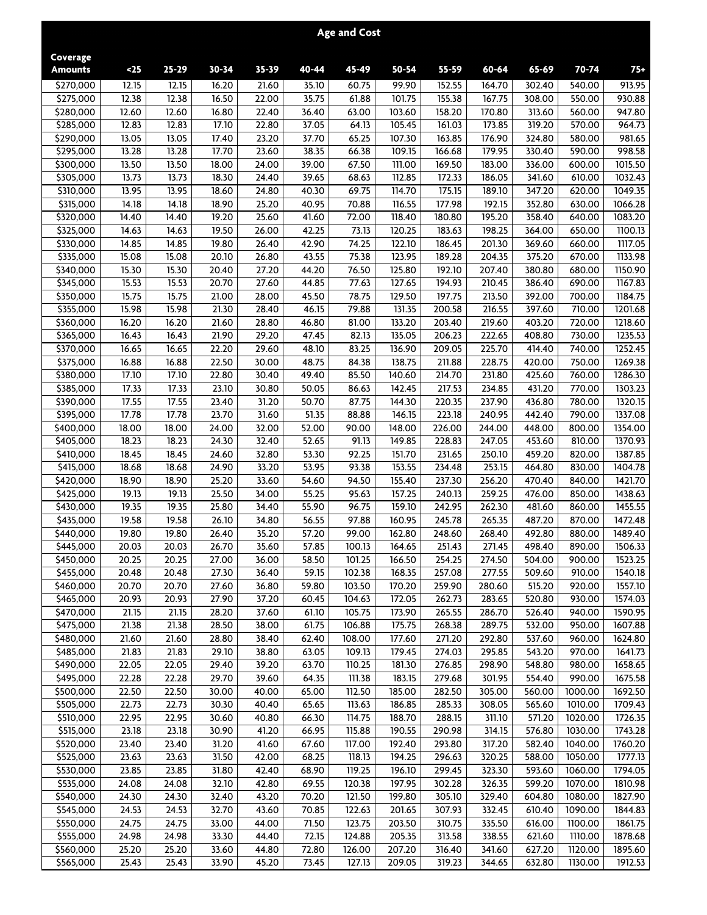| Age and Cost | | | | | | | | | | | | |
|---|---|---|---|---|---|---|---|---|---|---|---|---|
| Coverage Amounts | <25 | 25-29 | 30-34 | 35-39 | 40-44 | 45-49 | 50-54 | 55-59 | 60-64 | 65-69 | 70-74 | 75+ |
| $270,000 | 12.15 | 12.15 | 16.20 | 21.60 | 35.10 | 60.75 | 99.90 | 152.55 | 164.70 | 302.40 | 540.00 | 913.95 |
| $275,000 | 12.38 | 12.38 | 16.50 | 22.00 | 35.75 | 61.88 | 101.75 | 155.38 | 167.75 | 308.00 | 550.00 | 930.88 |
| $280,000 | 12.60 | 12.60 | 16.80 | 22.40 | 36.40 | 63.00 | 103.60 | 158.20 | 170.80 | 313.60 | 560.00 | 947.80 |
| $285,000 | 12.83 | 12.83 | 17.10 | 22.80 | 37.05 | 64.13 | 105.45 | 161.03 | 173.85 | 319.20 | 570.00 | 964.73 |
| $290,000 | 13.05 | 13.05 | 17.40 | 23.20 | 37.70 | 65.25 | 107.30 | 163.85 | 176.90 | 324.80 | 580.00 | 981.65 |
| $295,000 | 13.28 | 13.28 | 17.70 | 23.60 | 38.35 | 66.38 | 109.15 | 166.68 | 179.95 | 330.40 | 590.00 | 998.58 |
| $300,000 | 13.50 | 13.50 | 18.00 | 24.00 | 39.00 | 67.50 | 111.00 | 169.50 | 183.00 | 336.00 | 600.00 | 1015.50 |
| $305,000 | 13.73 | 13.73 | 18.30 | 24.40 | 39.65 | 68.63 | 112.85 | 172.33 | 186.05 | 341.60 | 610.00 | 1032.43 |
| $310,000 | 13.95 | 13.95 | 18.60 | 24.80 | 40.30 | 69.75 | 114.70 | 175.15 | 189.10 | 347.20 | 620.00 | 1049.35 |
| $315,000 | 14.18 | 14.18 | 18.90 | 25.20 | 40.95 | 70.88 | 116.55 | 177.98 | 192.15 | 352.80 | 630.00 | 1066.28 |
| $320,000 | 14.40 | 14.40 | 19.20 | 25.60 | 41.60 | 72.00 | 118.40 | 180.80 | 195.20 | 358.40 | 640.00 | 1083.20 |
| $325,000 | 14.63 | 14.63 | 19.50 | 26.00 | 42.25 | 73.13 | 120.25 | 183.63 | 198.25 | 364.00 | 650.00 | 1100.13 |
| $330,000 | 14.85 | 14.85 | 19.80 | 26.40 | 42.90 | 74.25 | 122.10 | 186.45 | 201.30 | 369.60 | 660.00 | 1117.05 |
| $335,000 | 15.08 | 15.08 | 20.10 | 26.80 | 43.55 | 75.38 | 123.95 | 189.28 | 204.35 | 375.20 | 670.00 | 1133.98 |
| $340,000 | 15.30 | 15.30 | 20.40 | 27.20 | 44.20 | 76.50 | 125.80 | 192.10 | 207.40 | 380.80 | 680.00 | 1150.90 |
| $345,000 | 15.53 | 15.53 | 20.70 | 27.60 | 44.85 | 77.63 | 127.65 | 194.93 | 210.45 | 386.40 | 690.00 | 1167.83 |
| $350,000 | 15.75 | 15.75 | 21.00 | 28.00 | 45.50 | 78.75 | 129.50 | 197.75 | 213.50 | 392.00 | 700.00 | 1184.75 |
| $355,000 | 15.98 | 15.98 | 21.30 | 28.40 | 46.15 | 79.88 | 131.35 | 200.58 | 216.55 | 397.60 | 710.00 | 1201.68 |
| $360,000 | 16.20 | 16.20 | 21.60 | 28.80 | 46.80 | 81.00 | 133.20 | 203.40 | 219.60 | 403.20 | 720.00 | 1218.60 |
| $365,000 | 16.43 | 16.43 | 21.90 | 29.20 | 47.45 | 82.13 | 135.05 | 206.23 | 222.65 | 408.80 | 730.00 | 1235.53 |
| $370,000 | 16.65 | 16.65 | 22.20 | 29.60 | 48.10 | 83.25 | 136.90 | 209.05 | 225.70 | 414.40 | 740.00 | 1252.45 |
| $375,000 | 16.88 | 16.88 | 22.50 | 30.00 | 48.75 | 84.38 | 138.75 | 211.88 | 228.75 | 420.00 | 750.00 | 1269.38 |
| $380,000 | 17.10 | 17.10 | 22.80 | 30.40 | 49.40 | 85.50 | 140.60 | 214.70 | 231.80 | 425.60 | 760.00 | 1286.30 |
| $385,000 | 17.33 | 17.33 | 23.10 | 30.80 | 50.05 | 86.63 | 142.45 | 217.53 | 234.85 | 431.20 | 770.00 | 1303.23 |
| $390,000 | 17.55 | 17.55 | 23.40 | 31.20 | 50.70 | 87.75 | 144.30 | 220.35 | 237.90 | 436.80 | 780.00 | 1320.15 |
| $395,000 | 17.78 | 17.78 | 23.70 | 31.60 | 51.35 | 88.88 | 146.15 | 223.18 | 240.95 | 442.40 | 790.00 | 1337.08 |
| $400,000 | 18.00 | 18.00 | 24.00 | 32.00 | 52.00 | 90.00 | 148.00 | 226.00 | 244.00 | 448.00 | 800.00 | 1354.00 |
| $405,000 | 18.23 | 18.23 | 24.30 | 32.40 | 52.65 | 91.13 | 149.85 | 228.83 | 247.05 | 453.60 | 810.00 | 1370.93 |
| $410,000 | 18.45 | 18.45 | 24.60 | 32.80 | 53.30 | 92.25 | 151.70 | 231.65 | 250.10 | 459.20 | 820.00 | 1387.85 |
| $415,000 | 18.68 | 18.68 | 24.90 | 33.20 | 53.95 | 93.38 | 153.55 | 234.48 | 253.15 | 464.80 | 830.00 | 1404.78 |
| $420,000 | 18.90 | 18.90 | 25.20 | 33.60 | 54.60 | 94.50 | 155.40 | 237.30 | 256.20 | 470.40 | 840.00 | 1421.70 |
| $425,000 | 19.13 | 19.13 | 25.50 | 34.00 | 55.25 | 95.63 | 157.25 | 240.13 | 259.25 | 476.00 | 850.00 | 1438.63 |
| $430,000 | 19.35 | 19.35 | 25.80 | 34.40 | 55.90 | 96.75 | 159.10 | 242.95 | 262.30 | 481.60 | 860.00 | 1455.55 |
| $435,000 | 19.58 | 19.58 | 26.10 | 34.80 | 56.55 | 97.88 | 160.95 | 245.78 | 265.35 | 487.20 | 870.00 | 1472.48 |
| $440,000 | 19.80 | 19.80 | 26.40 | 35.20 | 57.20 | 99.00 | 162.80 | 248.60 | 268.40 | 492.80 | 880.00 | 1489.40 |
| $445,000 | 20.03 | 20.03 | 26.70 | 35.60 | 57.85 | 100.13 | 164.65 | 251.43 | 271.45 | 498.40 | 890.00 | 1506.33 |
| $450,000 | 20.25 | 20.25 | 27.00 | 36.00 | 58.50 | 101.25 | 166.50 | 254.25 | 274.50 | 504.00 | 900.00 | 1523.25 |
| $455,000 | 20.48 | 20.48 | 27.30 | 36.40 | 59.15 | 102.38 | 168.35 | 257.08 | 277.55 | 509.60 | 910.00 | 1540.18 |
| $460,000 | 20.70 | 20.70 | 27.60 | 36.80 | 59.80 | 103.50 | 170.20 | 259.90 | 280.60 | 515.20 | 920.00 | 1557.10 |
| $465,000 | 20.93 | 20.93 | 27.90 | 37.20 | 60.45 | 104.63 | 172.05 | 262.73 | 283.65 | 520.80 | 930.00 | 1574.03 |
| $470,000 | 21.15 | 21.15 | 28.20 | 37.60 | 61.10 | 105.75 | 173.90 | 265.55 | 286.70 | 526.40 | 940.00 | 1590.95 |
| $475,000 | 21.38 | 21.38 | 28.50 | 38.00 | 61.75 | 106.88 | 175.75 | 268.38 | 289.75 | 532.00 | 950.00 | 1607.88 |
| $480,000 | 21.60 | 21.60 | 28.80 | 38.40 | 62.40 | 108.00 | 177.60 | 271.20 | 292.80 | 537.60 | 960.00 | 1624.80 |
| $485,000 | 21.83 | 21.83 | 29.10 | 38.80 | 63.05 | 109.13 | 179.45 | 274.03 | 295.85 | 543.20 | 970.00 | 1641.73 |
| $490,000 | 22.05 | 22.05 | 29.40 | 39.20 | 63.70 | 110.25 | 181.30 | 276.85 | 298.90 | 548.80 | 980.00 | 1658.65 |
| $495,000 | 22.28 | 22.28 | 29.70 | 39.60 | 64.35 | 111.38 | 183.15 | 279.68 | 301.95 | 554.40 | 990.00 | 1675.58 |
| $500,000 | 22.50 | 22.50 | 30.00 | 40.00 | 65.00 | 112.50 | 185.00 | 282.50 | 305.00 | 560.00 | 1000.00 | 1692.50 |
| $505,000 | 22.73 | 22.73 | 30.30 | 40.40 | 65.65 | 113.63 | 186.85 | 285.33 | 308.05 | 565.60 | 1010.00 | 1709.43 |
| $510,000 | 22.95 | 22.95 | 30.60 | 40.80 | 66.30 | 114.75 | 188.70 | 288.15 | 311.10 | 571.20 | 1020.00 | 1726.35 |
| $515,000 | 23.18 | 23.18 | 30.90 | 41.20 | 66.95 | 115.88 | 190.55 | 290.98 | 314.15 | 576.80 | 1030.00 | 1743.28 |
| $520,000 | 23.40 | 23.40 | 31.20 | 41.60 | 67.60 | 117.00 | 192.40 | 293.80 | 317.20 | 582.40 | 1040.00 | 1760.20 |
| $525,000 | 23.63 | 23.63 | 31.50 | 42.00 | 68.25 | 118.13 | 194.25 | 296.63 | 320.25 | 588.00 | 1050.00 | 1777.13 |
| $530,000 | 23.85 | 23.85 | 31.80 | 42.40 | 68.90 | 119.25 | 196.10 | 299.45 | 323.30 | 593.60 | 1060.00 | 1794.05 |
| $535,000 | 24.08 | 24.08 | 32.10 | 42.80 | 69.55 | 120.38 | 197.95 | 302.28 | 326.35 | 599.20 | 1070.00 | 1810.98 |
| $540,000 | 24.30 | 24.30 | 32.40 | 43.20 | 70.20 | 121.50 | 199.80 | 305.10 | 329.40 | 604.80 | 1080.00 | 1827.90 |
| $545,000 | 24.53 | 24.53 | 32.70 | 43.60 | 70.85 | 122.63 | 201.65 | 307.93 | 332.45 | 610.40 | 1090.00 | 1844.83 |
| $550,000 | 24.75 | 24.75 | 33.00 | 44.00 | 71.50 | 123.75 | 203.50 | 310.75 | 335.50 | 616.00 | 1100.00 | 1861.75 |
| $555,000 | 24.98 | 24.98 | 33.30 | 44.40 | 72.15 | 124.88 | 205.35 | 313.58 | 338.55 | 621.60 | 1110.00 | 1878.68 |
| $560,000 | 25.20 | 25.20 | 33.60 | 44.80 | 72.80 | 126.00 | 207.20 | 316.40 | 341.60 | 627.20 | 1120.00 | 1895.60 |
| $565,000 | 25.43 | 25.43 | 33.90 | 45.20 | 73.45 | 127.13 | 209.05 | 319.23 | 344.65 | 632.80 | 1130.00 | 1912.53 |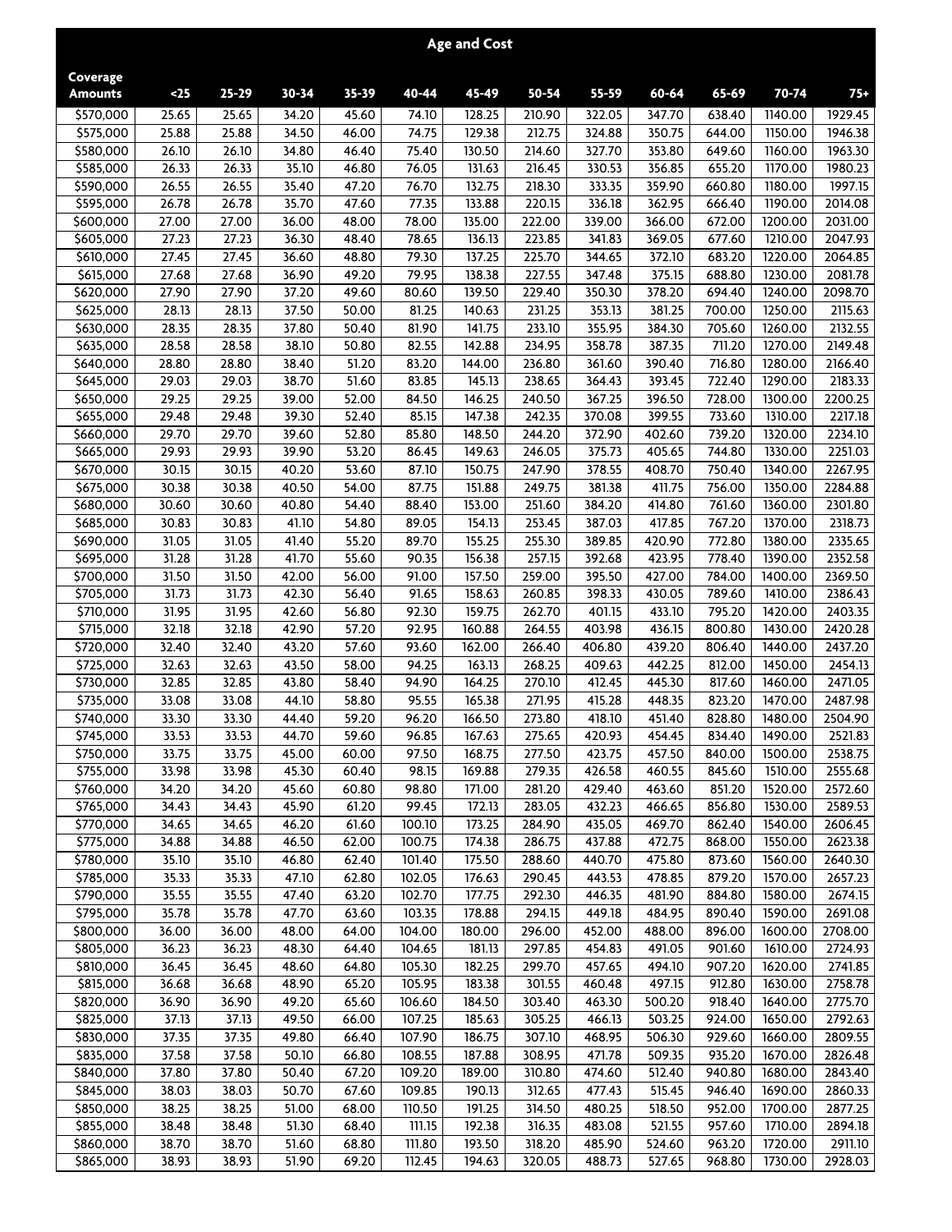| Age and Cost | | | | | | | | | | | | |
|---|---|---|---|---|---|---|---|---|---|---|---|---|
| Coverage Amounts | <25 | 25-29 | 30-34 | 35-39 | 40-44 | 45-49 | 50-54 | 55-59 | 60-64 | 65-69 | 70-74 | 75+ |
| $570,000 | 25.65 | 25.65 | 34.20 | 45.60 | 74.10 | 128.25 | 210.90 | 322.05 | 347.70 | 638.40 | 1140.00 | 1929.45 |
| $575,000 | 25.88 | 25.88 | 34.50 | 46.00 | 74.75 | 129.38 | 212.75 | 324.88 | 350.75 | 644.00 | 1150.00 | 1946.38 |
| $580,000 | 26.10 | 26.10 | 34.80 | 46.40 | 75.40 | 130.50 | 214.60 | 327.70 | 353.80 | 649.60 | 1160.00 | 1963.30 |
| $585,000 | 26.33 | 26.33 | 35.10 | 46.80 | 76.05 | 131.63 | 216.45 | 330.53 | 356.85 | 655.20 | 1170.00 | 1980.23 |
| $590,000 | 26.55 | 26.55 | 35.40 | 47.20 | 76.70 | 132.75 | 218.30 | 333.35 | 359.90 | 660.80 | 1180.00 | 1997.15 |
| $595,000 | 26.78 | 26.78 | 35.70 | 47.60 | 77.35 | 133.88 | 220.15 | 336.18 | 362.95 | 666.40 | 1190.00 | 2014.08 |
| $600,000 | 27.00 | 27.00 | 36.00 | 48.00 | 78.00 | 135.00 | 222.00 | 339.00 | 366.00 | 672.00 | 1200.00 | 2031.00 |
| $605,000 | 27.23 | 27.23 | 36.30 | 48.40 | 78.65 | 136.13 | 223.85 | 341.83 | 369.05 | 677.60 | 1210.00 | 2047.93 |
| $610,000 | 27.45 | 27.45 | 36.60 | 48.80 | 79.30 | 137.25 | 225.70 | 344.65 | 372.10 | 683.20 | 1220.00 | 2064.85 |
| $615,000 | 27.68 | 27.68 | 36.90 | 49.20 | 79.95 | 138.38 | 227.55 | 347.48 | 375.15 | 688.80 | 1230.00 | 2081.78 |
| $620,000 | 27.90 | 27.90 | 37.20 | 49.60 | 80.60 | 139.50 | 229.40 | 350.30 | 378.20 | 694.40 | 1240.00 | 2098.70 |
| $625,000 | 28.13 | 28.13 | 37.50 | 50.00 | 81.25 | 140.63 | 231.25 | 353.13 | 381.25 | 700.00 | 1250.00 | 2115.63 |
| $630,000 | 28.35 | 28.35 | 37.80 | 50.40 | 81.90 | 141.75 | 233.10 | 355.95 | 384.30 | 705.60 | 1260.00 | 2132.55 |
| $635,000 | 28.58 | 28.58 | 38.10 | 50.80 | 82.55 | 142.88 | 234.95 | 358.78 | 387.35 | 711.20 | 1270.00 | 2149.48 |
| $640,000 | 28.80 | 28.80 | 38.40 | 51.20 | 83.20 | 144.00 | 236.80 | 361.60 | 390.40 | 716.80 | 1280.00 | 2166.40 |
| $645,000 | 29.03 | 29.03 | 38.70 | 51.60 | 83.85 | 145.13 | 238.65 | 364.43 | 393.45 | 722.40 | 1290.00 | 2183.33 |
| $650,000 | 29.25 | 29.25 | 39.00 | 52.00 | 84.50 | 146.25 | 240.50 | 367.25 | 396.50 | 728.00 | 1300.00 | 2200.25 |
| $655,000 | 29.48 | 29.48 | 39.30 | 52.40 | 85.15 | 147.38 | 242.35 | 370.08 | 399.55 | 733.60 | 1310.00 | 2217.18 |
| $660,000 | 29.70 | 29.70 | 39.60 | 52.80 | 85.80 | 148.50 | 244.20 | 372.90 | 402.60 | 739.20 | 1320.00 | 2234.10 |
| $665,000 | 29.93 | 29.93 | 39.90 | 53.20 | 86.45 | 149.63 | 246.05 | 375.73 | 405.65 | 744.80 | 1330.00 | 2251.03 |
| $670,000 | 30.15 | 30.15 | 40.20 | 53.60 | 87.10 | 150.75 | 247.90 | 378.55 | 408.70 | 750.40 | 1340.00 | 2267.95 |
| $675,000 | 30.38 | 30.38 | 40.50 | 54.00 | 87.75 | 151.88 | 249.75 | 381.38 | 411.75 | 756.00 | 1350.00 | 2284.88 |
| $680,000 | 30.60 | 30.60 | 40.80 | 54.40 | 88.40 | 153.00 | 251.60 | 384.20 | 414.80 | 761.60 | 1360.00 | 2301.80 |
| $685,000 | 30.83 | 30.83 | 41.10 | 54.80 | 89.05 | 154.13 | 253.45 | 387.03 | 417.85 | 767.20 | 1370.00 | 2318.73 |
| $690,000 | 31.05 | 31.05 | 41.40 | 55.20 | 89.70 | 155.25 | 255.30 | 389.85 | 420.90 | 772.80 | 1380.00 | 2335.65 |
| $695,000 | 31.28 | 31.28 | 41.70 | 55.60 | 90.35 | 156.38 | 257.15 | 392.68 | 423.95 | 778.40 | 1390.00 | 2352.58 |
| $700,000 | 31.50 | 31.50 | 42.00 | 56.00 | 91.00 | 157.50 | 259.00 | 395.50 | 427.00 | 784.00 | 1400.00 | 2369.50 |
| $705,000 | 31.73 | 31.73 | 42.30 | 56.40 | 91.65 | 158.63 | 260.85 | 398.33 | 430.05 | 789.60 | 1410.00 | 2386.43 |
| $710,000 | 31.95 | 31.95 | 42.60 | 56.80 | 92.30 | 159.75 | 262.70 | 401.15 | 433.10 | 795.20 | 1420.00 | 2403.35 |
| $715,000 | 32.18 | 32.18 | 42.90 | 57.20 | 92.95 | 160.88 | 264.55 | 403.98 | 436.15 | 800.80 | 1430.00 | 2420.28 |
| $720,000 | 32.40 | 32.40 | 43.20 | 57.60 | 93.60 | 162.00 | 266.40 | 406.80 | 439.20 | 806.40 | 1440.00 | 2437.20 |
| $725,000 | 32.63 | 32.63 | 43.50 | 58.00 | 94.25 | 163.13 | 268.25 | 409.63 | 442.25 | 812.00 | 1450.00 | 2454.13 |
| $730,000 | 32.85 | 32.85 | 43.80 | 58.40 | 94.90 | 164.25 | 270.10 | 412.45 | 445.30 | 817.60 | 1460.00 | 2471.05 |
| $735,000 | 33.08 | 33.08 | 44.10 | 58.80 | 95.55 | 165.38 | 271.95 | 415.28 | 448.35 | 823.20 | 1470.00 | 2487.98 |
| $740,000 | 33.30 | 33.30 | 44.40 | 59.20 | 96.20 | 166.50 | 273.80 | 418.10 | 451.40 | 828.80 | 1480.00 | 2504.90 |
| $745,000 | 33.53 | 33.53 | 44.70 | 59.60 | 96.85 | 167.63 | 275.65 | 420.93 | 454.45 | 834.40 | 1490.00 | 2521.83 |
| $750,000 | 33.75 | 33.75 | 45.00 | 60.00 | 97.50 | 168.75 | 277.50 | 423.75 | 457.50 | 840.00 | 1500.00 | 2538.75 |
| $755,000 | 33.98 | 33.98 | 45.30 | 60.40 | 98.15 | 169.88 | 279.35 | 426.58 | 460.55 | 845.60 | 1510.00 | 2555.68 |
| $760,000 | 34.20 | 34.20 | 45.60 | 60.80 | 98.80 | 171.00 | 281.20 | 429.40 | 463.60 | 851.20 | 1520.00 | 2572.60 |
| $765,000 | 34.43 | 34.43 | 45.90 | 61.20 | 99.45 | 172.13 | 283.05 | 432.23 | 466.65 | 856.80 | 1530.00 | 2589.53 |
| $770,000 | 34.65 | 34.65 | 46.20 | 61.60 | 100.10 | 173.25 | 284.90 | 435.05 | 469.70 | 862.40 | 1540.00 | 2606.45 |
| $775,000 | 34.88 | 34.88 | 46.50 | 62.00 | 100.75 | 174.38 | 286.75 | 437.88 | 472.75 | 868.00 | 1550.00 | 2623.38 |
| $780,000 | 35.10 | 35.10 | 46.80 | 62.40 | 101.40 | 175.50 | 288.60 | 440.70 | 475.80 | 873.60 | 1560.00 | 2640.30 |
| $785,000 | 35.33 | 35.33 | 47.10 | 62.80 | 102.05 | 176.63 | 290.45 | 443.53 | 478.85 | 879.20 | 1570.00 | 2657.23 |
| $790,000 | 35.55 | 35.55 | 47.40 | 63.20 | 102.70 | 177.75 | 292.30 | 446.35 | 481.90 | 884.80 | 1580.00 | 2674.15 |
| $795,000 | 35.78 | 35.78 | 47.70 | 63.60 | 103.35 | 178.88 | 294.15 | 449.18 | 484.95 | 890.40 | 1590.00 | 2691.08 |
| $800,000 | 36.00 | 36.00 | 48.00 | 64.00 | 104.00 | 180.00 | 296.00 | 452.00 | 488.00 | 896.00 | 1600.00 | 2708.00 |
| $805,000 | 36.23 | 36.23 | 48.30 | 64.40 | 104.65 | 181.13 | 297.85 | 454.83 | 491.05 | 901.60 | 1610.00 | 2724.93 |
| $810,000 | 36.45 | 36.45 | 48.60 | 64.80 | 105.30 | 182.25 | 299.70 | 457.65 | 494.10 | 907.20 | 1620.00 | 2741.85 |
| $815,000 | 36.68 | 36.68 | 48.90 | 65.20 | 105.95 | 183.38 | 301.55 | 460.48 | 497.15 | 912.80 | 1630.00 | 2758.78 |
| $820,000 | 36.90 | 36.90 | 49.20 | 65.60 | 106.60 | 184.50 | 303.40 | 463.30 | 500.20 | 918.40 | 1640.00 | 2775.70 |
| $825,000 | 37.13 | 37.13 | 49.50 | 66.00 | 107.25 | 185.63 | 305.25 | 466.13 | 503.25 | 924.00 | 1650.00 | 2792.63 |
| $830,000 | 37.35 | 37.35 | 49.80 | 66.40 | 107.90 | 186.75 | 307.10 | 468.95 | 506.30 | 929.60 | 1660.00 | 2809.55 |
| $835,000 | 37.58 | 37.58 | 50.10 | 66.80 | 108.55 | 187.88 | 308.95 | 471.78 | 509.35 | 935.20 | 1670.00 | 2826.48 |
| $840,000 | 37.80 | 37.80 | 50.40 | 67.20 | 109.20 | 189.00 | 310.80 | 474.60 | 512.40 | 940.80 | 1680.00 | 2843.40 |
| $845,000 | 38.03 | 38.03 | 50.70 | 67.60 | 109.85 | 190.13 | 312.65 | 477.43 | 515.45 | 946.40 | 1690.00 | 2860.33 |
| $850,000 | 38.25 | 38.25 | 51.00 | 68.00 | 110.50 | 191.25 | 314.50 | 480.25 | 518.50 | 952.00 | 1700.00 | 2877.25 |
| $855,000 | 38.48 | 38.48 | 51.30 | 68.40 | 111.15 | 192.38 | 316.35 | 483.08 | 521.55 | 957.60 | 1710.00 | 2894.18 |
| $860,000 | 38.70 | 38.70 | 51.60 | 68.80 | 111.80 | 193.50 | 318.20 | 485.90 | 524.60 | 963.20 | 1720.00 | 2911.10 |
| $865,000 | 38.93 | 38.93 | 51.90 | 69.20 | 112.45 | 194.63 | 320.05 | 488.73 | 527.65 | 968.80 | 1730.00 | 2928.03 |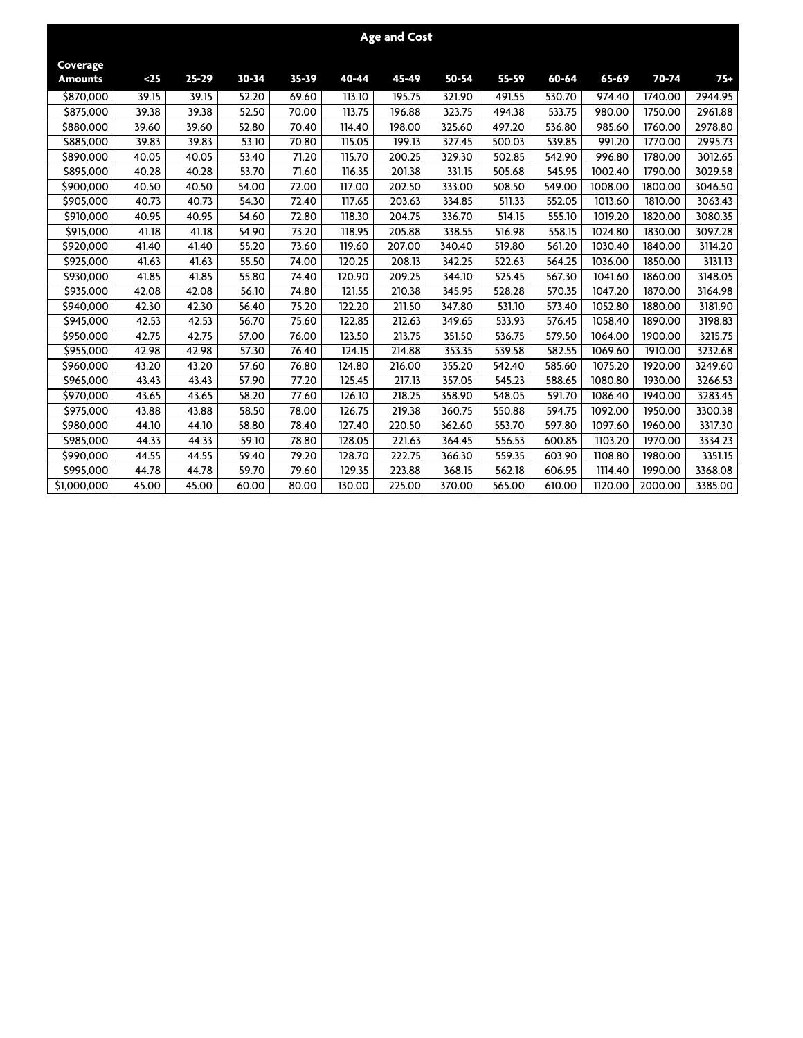| Age and Cost | | | | | | | | | | | | |
|---|---|---|---|---|---|---|---|---|---|---|---|---|
| **Coverage Amounts** | **<25** | **25-29** | **30-34** | **35-39** | **40-44** | **45-49** | **50-54** | **55-59** | **60-64** | **65-69** | **70-74** | **75+** |
| $870,000 | 39.15 | 39.15 | 52.20 | 69.60 | 113.10 | 195.75 | 321.90 | 491.55 | 530.70 | 974.40 | 1740.00 | 2944.95 |
| $875,000 | 39.38 | 39.38 | 52.50 | 70.00 | 113.75 | 196.88 | 323.75 | 494.38 | 533.75 | 980.00 | 1750.00 | 2961.88 |
| $880,000 | 39.60 | 39.60 | 52.80 | 70.40 | 114.40 | 198.00 | 325.60 | 497.20 | 536.80 | 985.60 | 1760.00 | 2978.80 |
| $885,000 | 39.83 | 39.83 | 53.10 | 70.80 | 115.05 | 199.13 | 327.45 | 500.03 | 539.85 | 991.20 | 1770.00 | 2995.73 |
| $890,000 | 40.05 | 40.05 | 53.40 | 71.20 | 115.70 | 200.25 | 329.30 | 502.85 | 542.90 | 996.80 | 1780.00 | 3012.65 |
| $895,000 | 40.28 | 40.28 | 53.70 | 71.60 | 116.35 | 201.38 | 331.15 | 505.68 | 545.95 | 1002.40 | 1790.00 | 3029.58 |
| $900,000 | 40.50 | 40.50 | 54.00 | 72.00 | 117.00 | 202.50 | 333.00 | 508.50 | 549.00 | 1008.00 | 1800.00 | 3046.50 |
| $905,000 | 40.73 | 40.73 | 54.30 | 72.40 | 117.65 | 203.63 | 334.85 | 511.33 | 552.05 | 1013.60 | 1810.00 | 3063.43 |
| $910,000 | 40.95 | 40.95 | 54.60 | 72.80 | 118.30 | 204.75 | 336.70 | 514.15 | 555.10 | 1019.20 | 1820.00 | 3080.35 |
| $915,000 | 41.18 | 41.18 | 54.90 | 73.20 | 118.95 | 205.88 | 338.55 | 516.98 | 558.15 | 1024.80 | 1830.00 | 3097.28 |
| $920,000 | 41.40 | 41.40 | 55.20 | 73.60 | 119.60 | 207.00 | 340.40 | 519.80 | 561.20 | 1030.40 | 1840.00 | 3114.20 |
| $925,000 | 41.63 | 41.63 | 55.50 | 74.00 | 120.25 | 208.13 | 342.25 | 522.63 | 564.25 | 1036.00 | 1850.00 | 3131.13 |
| $930,000 | 41.85 | 41.85 | 55.80 | 74.40 | 120.90 | 209.25 | 344.10 | 525.45 | 567.30 | 1041.60 | 1860.00 | 3148.05 |
| $935,000 | 42.08 | 42.08 | 56.10 | 74.80 | 121.55 | 210.38 | 345.95 | 528.28 | 570.35 | 1047.20 | 1870.00 | 3164.98 |
| $940,000 | 42.30 | 42.30 | 56.40 | 75.20 | 122.20 | 211.50 | 347.80 | 531.10 | 573.40 | 1052.80 | 1880.00 | 3181.90 |
| $945,000 | 42.53 | 42.53 | 56.70 | 75.60 | 122.85 | 212.63 | 349.65 | 533.93 | 576.45 | 1058.40 | 1890.00 | 3198.83 |
| $950,000 | 42.75 | 42.75 | 57.00 | 76.00 | 123.50 | 213.75 | 351.50 | 536.75 | 579.50 | 1064.00 | 1900.00 | 3215.75 |
| $955,000 | 42.98 | 42.98 | 57.30 | 76.40 | 124.15 | 214.88 | 353.35 | 539.58 | 582.55 | 1069.60 | 1910.00 | 3232.68 |
| $960,000 | 43.20 | 43.20 | 57.60 | 76.80 | 124.80 | 216.00 | 355.20 | 542.40 | 585.60 | 1075.20 | 1920.00 | 3249.60 |
| $965,000 | 43.43 | 43.43 | 57.90 | 77.20 | 125.45 | 217.13 | 357.05 | 545.23 | 588.65 | 1080.80 | 1930.00 | 3266.53 |
| $970,000 | 43.65 | 43.65 | 58.20 | 77.60 | 126.10 | 218.25 | 358.90 | 548.05 | 591.70 | 1086.40 | 1940.00 | 3283.45 |
| $975,000 | 43.88 | 43.88 | 58.50 | 78.00 | 126.75 | 219.38 | 360.75 | 550.88 | 594.75 | 1092.00 | 1950.00 | 3300.38 |
| $980,000 | 44.10 | 44.10 | 58.80 | 78.40 | 127.40 | 220.50 | 362.60 | 553.70 | 597.80 | 1097.60 | 1960.00 | 3317.30 |
| $985,000 | 44.33 | 44.33 | 59.10 | 78.80 | 128.05 | 221.63 | 364.45 | 556.53 | 600.85 | 1103.20 | 1970.00 | 3334.23 |
| $990,000 | 44.55 | 44.55 | 59.40 | 79.20 | 128.70 | 222.75 | 366.30 | 559.35 | 603.90 | 1108.80 | 1980.00 | 3351.15 |
| $995,000 | 44.78 | 44.78 | 59.70 | 79.60 | 129.35 | 223.88 | 368.15 | 562.18 | 606.95 | 1114.40 | 1990.00 | 3368.08 |
| $1,000,000 | 45.00 | 45.00 | 60.00 | 80.00 | 130.00 | 225.00 | 370.00 | 565.00 | 610.00 | 1120.00 | 2000.00 | 3385.00 |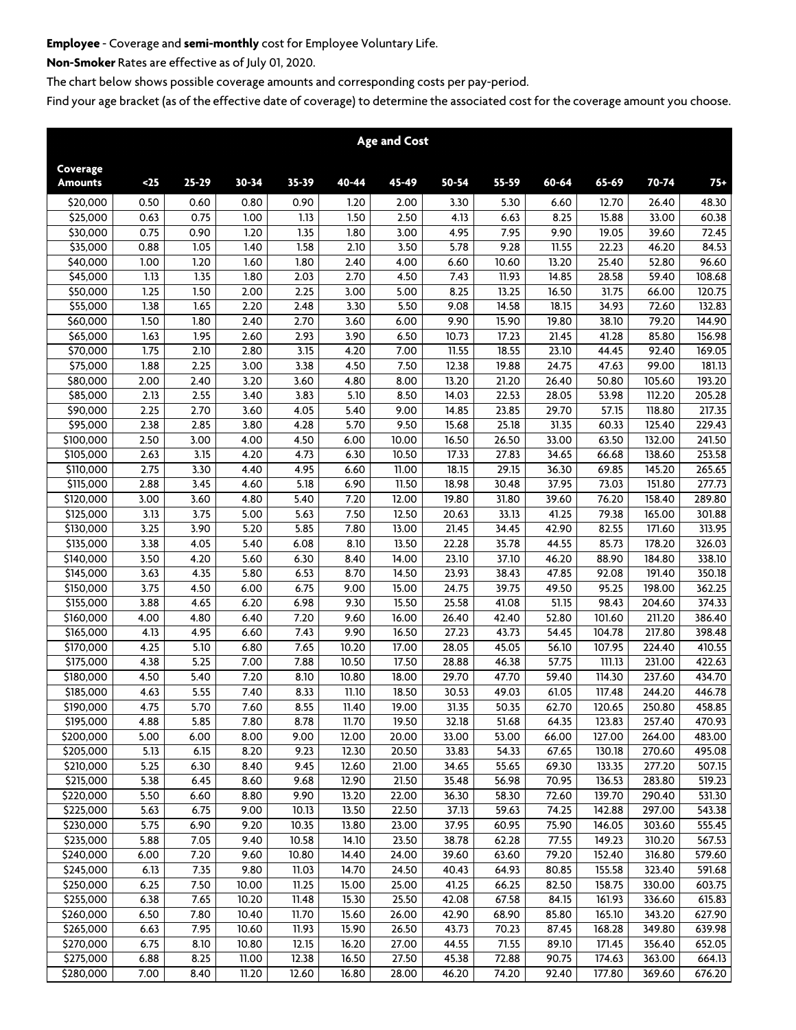**Employee** - Coverage and **semi-monthly** cost for Employee Voluntary Life.

**Non-Smoker** Rates are effective as of July 01, 2020.

The chart below shows possible coverage amounts and corresponding costs per pay-period.

Find your age bracket (as of the effective date of coverage) to determine the associated cost for the coverage amount you choose.

| | Age and Cost | | | | | | | | | | | |
|---|---|---|---|---|---|---|---|---|---|---|---|---|
| **Coverage Amounts** | **<25** | **25-29** | **30-34** | **35-39** | **40-44** | **45-49** | **50-54** | **55-59** | **60-64** | **65-69** | **70-74** | **75+** |
| $20,000 | 0.50 | 0.60 | 0.80 | 0.90 | 1.20 | 2.00 | 3.30 | 5.30 | 6.60 | 12.70 | 26.40 | 48.30 |
| $25,000 | 0.63 | 0.75 | 1.00 | 1.13 | 1.50 | 2.50 | 4.13 | 6.63 | 8.25 | 15.88 | 33.00 | 60.38 |
| $30,000 | 0.75 | 0.90 | 1.20 | 1.35 | 1.80 | 3.00 | 4.95 | 7.95 | 9.90 | 19.05 | 39.60 | 72.45 |
| $35,000 | 0.88 | 1.05 | 1.40 | 1.58 | 2.10 | 3.50 | 5.78 | 9.28 | 11.55 | 22.23 | 46.20 | 84.53 |
| $40,000 | 1.00 | 1.20 | 1.60 | 1.80 | 2.40 | 4.00 | 6.60 | 10.60 | 13.20 | 25.40 | 52.80 | 96.60 |
| $45,000 | 1.13 | 1.35 | 1.80 | 2.03 | 2.70 | 4.50 | 7.43 | 11.93 | 14.85 | 28.58 | 59.40 | 108.68 |
| $50,000 | 1.25 | 1.50 | 2.00 | 2.25 | 3.00 | 5.00 | 8.25 | 13.25 | 16.50 | 31.75 | 66.00 | 120.75 |
| $55,000 | 1.38 | 1.65 | 2.20 | 2.48 | 3.30 | 5.50 | 9.08 | 14.58 | 18.15 | 34.93 | 72.60 | 132.83 |
| $60,000 | 1.50 | 1.80 | 2.40 | 2.70 | 3.60 | 6.00 | 9.90 | 15.90 | 19.80 | 38.10 | 79.20 | 144.90 |
| $65,000 | 1.63 | 1.95 | 2.60 | 2.93 | 3.90 | 6.50 | 10.73 | 17.23 | 21.45 | 41.28 | 85.80 | 156.98 |
| $70,000 | 1.75 | 2.10 | 2.80 | 3.15 | 4.20 | 7.00 | 11.55 | 18.55 | 23.10 | 44.45 | 92.40 | 169.05 |
| $75,000 | 1.88 | 2.25 | 3.00 | 3.38 | 4.50 | 7.50 | 12.38 | 19.88 | 24.75 | 47.63 | 99.00 | 181.13 |
| $80,000 | 2.00 | 2.40 | 3.20 | 3.60 | 4.80 | 8.00 | 13.20 | 21.20 | 26.40 | 50.80 | 105.60 | 193.20 |
| $85,000 | 2.13 | 2.55 | 3.40 | 3.83 | 5.10 | 8.50 | 14.03 | 22.53 | 28.05 | 53.98 | 112.20 | 205.28 |
| $90,000 | 2.25 | 2.70 | 3.60 | 4.05 | 5.40 | 9.00 | 14.85 | 23.85 | 29.70 | 57.15 | 118.80 | 217.35 |
| $95,000 | 2.38 | 2.85 | 3.80 | 4.28 | 5.70 | 9.50 | 15.68 | 25.18 | 31.35 | 60.33 | 125.40 | 229.43 |
| $100,000 | 2.50 | 3.00 | 4.00 | 4.50 | 6.00 | 10.00 | 16.50 | 26.50 | 33.00 | 63.50 | 132.00 | 241.50 |
| $105,000 | 2.63 | 3.15 | 4.20 | 4.73 | 6.30 | 10.50 | 17.33 | 27.83 | 34.65 | 66.68 | 138.60 | 253.58 |
| $110,000 | 2.75 | 3.30 | 4.40 | 4.95 | 6.60 | 11.00 | 18.15 | 29.15 | 36.30 | 69.85 | 145.20 | 265.65 |
| $115,000 | 2.88 | 3.45 | 4.60 | 5.18 | 6.90 | 11.50 | 18.98 | 30.48 | 37.95 | 73.03 | 151.80 | 277.73 |
| $120,000 | 3.00 | 3.60 | 4.80 | 5.40 | 7.20 | 12.00 | 19.80 | 31.80 | 39.60 | 76.20 | 158.40 | 289.80 |
| $125,000 | 3.13 | 3.75 | 5.00 | 5.63 | 7.50 | 12.50 | 20.63 | 33.13 | 41.25 | 79.38 | 165.00 | 301.88 |
| $130,000 | 3.25 | 3.90 | 5.20 | 5.85 | 7.80 | 13.00 | 21.45 | 34.45 | 42.90 | 82.55 | 171.60 | 313.95 |
| $135,000 | 3.38 | 4.05 | 5.40 | 6.08 | 8.10 | 13.50 | 22.28 | 35.78 | 44.55 | 85.73 | 178.20 | 326.03 |
| $140,000 | 3.50 | 4.20 | 5.60 | 6.30 | 8.40 | 14.00 | 23.10 | 37.10 | 46.20 | 88.90 | 184.80 | 338.10 |
| $145,000 | 3.63 | 4.35 | 5.80 | 6.53 | 8.70 | 14.50 | 23.93 | 38.43 | 47.85 | 92.08 | 191.40 | 350.18 |
| $150,000 | 3.75 | 4.50 | 6.00 | 6.75 | 9.00 | 15.00 | 24.75 | 39.75 | 49.50 | 95.25 | 198.00 | 362.25 |
| $155,000 | 3.88 | 4.65 | 6.20 | 6.98 | 9.30 | 15.50 | 25.58 | 41.08 | 51.15 | 98.43 | 204.60 | 374.33 |
| $160,000 | 4.00 | 4.80 | 6.40 | 7.20 | 9.60 | 16.00 | 26.40 | 42.40 | 52.80 | 101.60 | 211.20 | 386.40 |
| $165,000 | 4.13 | 4.95 | 6.60 | 7.43 | 9.90 | 16.50 | 27.23 | 43.73 | 54.45 | 104.78 | 217.80 | 398.48 |
| $170,000 | 4.25 | 5.10 | 6.80 | 7.65 | 10.20 | 17.00 | 28.05 | 45.05 | 56.10 | 107.95 | 224.40 | 410.55 |
| $175,000 | 4.38 | 5.25 | 7.00 | 7.88 | 10.50 | 17.50 | 28.88 | 46.38 | 57.75 | 111.13 | 231.00 | 422.63 |
| $180,000 | 4.50 | 5.40 | 7.20 | 8.10 | 10.80 | 18.00 | 29.70 | 47.70 | 59.40 | 114.30 | 237.60 | 434.70 |
| $185,000 | 4.63 | 5.55 | 7.40 | 8.33 | 11.10 | 18.50 | 30.53 | 49.03 | 61.05 | 117.48 | 244.20 | 446.78 |
| $190,000 | 4.75 | 5.70 | 7.60 | 8.55 | 11.40 | 19.00 | 31.35 | 50.35 | 62.70 | 120.65 | 250.80 | 458.85 |
| $195,000 | 4.88 | 5.85 | 7.80 | 8.78 | 11.70 | 19.50 | 32.18 | 51.68 | 64.35 | 123.83 | 257.40 | 470.93 |
| $200,000 | 5.00 | 6.00 | 8.00 | 9.00 | 12.00 | 20.00 | 33.00 | 53.00 | 66.00 | 127.00 | 264.00 | 483.00 |
| $205,000 | 5.13 | 6.15 | 8.20 | 9.23 | 12.30 | 20.50 | 33.83 | 54.33 | 67.65 | 130.18 | 270.60 | 495.08 |
| $210,000 | 5.25 | 6.30 | 8.40 | 9.45 | 12.60 | 21.00 | 34.65 | 55.65 | 69.30 | 133.35 | 277.20 | 507.15 |
| $215,000 | 5.38 | 6.45 | 8.60 | 9.68 | 12.90 | 21.50 | 35.48 | 56.98 | 70.95 | 136.53 | 283.80 | 519.23 |
| $220,000 | 5.50 | 6.60 | 8.80 | 9.90 | 13.20 | 22.00 | 36.30 | 58.30 | 72.60 | 139.70 | 290.40 | 531.30 |
| $225,000 | 5.63 | 6.75 | 9.00 | 10.13 | 13.50 | 22.50 | 37.13 | 59.63 | 74.25 | 142.88 | 297.00 | 543.38 |
| $230,000 | 5.75 | 6.90 | 9.20 | 10.35 | 13.80 | 23.00 | 37.95 | 60.95 | 75.90 | 146.05 | 303.60 | 555.45 |
| $235,000 | 5.88 | 7.05 | 9.40 | 10.58 | 14.10 | 23.50 | 38.78 | 62.28 | 77.55 | 149.23 | 310.20 | 567.53 |
| $240,000 | 6.00 | 7.20 | 9.60 | 10.80 | 14.40 | 24.00 | 39.60 | 63.60 | 79.20 | 152.40 | 316.80 | 579.60 |
| $245,000 | 6.13 | 7.35 | 9.80 | 11.03 | 14.70 | 24.50 | 40.43 | 64.93 | 80.85 | 155.58 | 323.40 | 591.68 |
| $250,000 | 6.25 | 7.50 | 10.00 | 11.25 | 15.00 | 25.00 | 41.25 | 66.25 | 82.50 | 158.75 | 330.00 | 603.75 |
| $255,000 | 6.38 | 7.65 | 10.20 | 11.48 | 15.30 | 25.50 | 42.08 | 67.58 | 84.15 | 161.93 | 336.60 | 615.83 |
| $260,000 | 6.50 | 7.80 | 10.40 | 11.70 | 15.60 | 26.00 | 42.90 | 68.90 | 85.80 | 165.10 | 343.20 | 627.90 |
| $265,000 | 6.63 | 7.95 | 10.60 | 11.93 | 15.90 | 26.50 | 43.73 | 70.23 | 87.45 | 168.28 | 349.80 | 639.98 |
| $270,000 | 6.75 | 8.10 | 10.80 | 12.15 | 16.20 | 27.00 | 44.55 | 71.55 | 89.10 | 171.45 | 356.40 | 652.05 |
| $275,000 | 6.88 | 8.25 | 11.00 | 12.38 | 16.50 | 27.50 | 45.38 | 72.88 | 90.75 | 174.63 | 363.00 | 664.13 |
| $280,000 | 7.00 | 8.40 | 11.20 | 12.60 | 16.80 | 28.00 | 46.20 | 74.20 | 92.40 | 177.80 | 369.60 | 676.20 |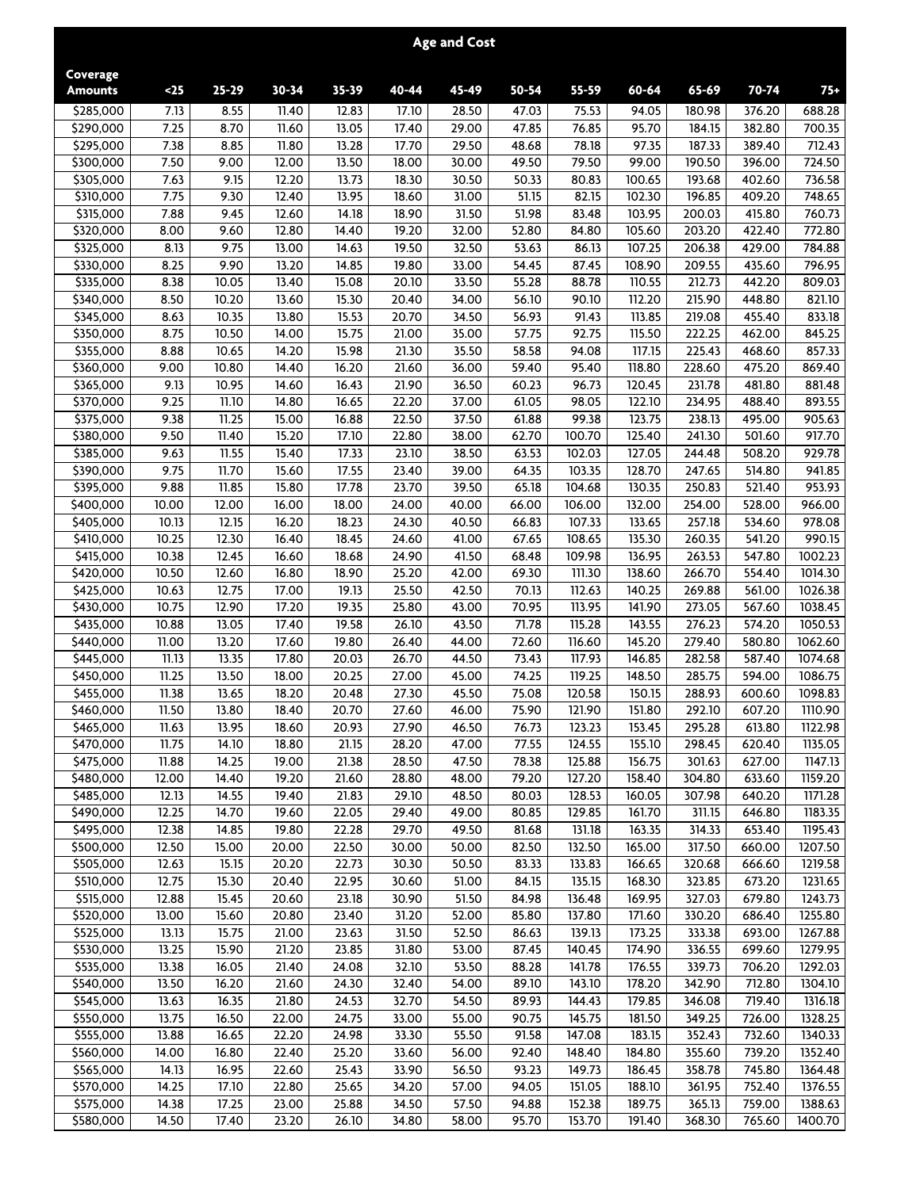| Coverage Amounts | Age and Cost | | | | | | | | | | | |
|---|---|---|---|---|---|---|---|---|---|---|---|---|
| | <25 | 25-29 | 30-34 | 35-39 | 40-44 | 45-49 | 50-54 | 55-59 | 60-64 | 65-69 | 70-74 | 75+ |
| $285,000 | 7.13 | 8.55 | 11.40 | 12.83 | 17.10 | 28.50 | 47.03 | 75.53 | 94.05 | 180.98 | 376.20 | 688.28 |
| $290,000 | 7.25 | 8.70 | 11.60 | 13.05 | 17.40 | 29.00 | 47.85 | 76.85 | 95.70 | 184.15 | 382.80 | 700.35 |
| $295,000 | 7.38 | 8.85 | 11.80 | 13.28 | 17.70 | 29.50 | 48.68 | 78.18 | 97.35 | 187.33 | 389.40 | 712.43 |
| $300,000 | 7.50 | 9.00 | 12.00 | 13.50 | 18.00 | 30.00 | 49.50 | 79.50 | 99.00 | 190.50 | 396.00 | 724.50 |
| $305,000 | 7.63 | 9.15 | 12.20 | 13.73 | 18.30 | 30.50 | 50.33 | 80.83 | 100.65 | 193.68 | 402.60 | 736.58 |
| $310,000 | 7.75 | 9.30 | 12.40 | 13.95 | 18.60 | 31.00 | 51.15 | 82.15 | 102.30 | 196.85 | 409.20 | 748.65 |
| $315,000 | 7.88 | 9.45 | 12.60 | 14.18 | 18.90 | 31.50 | 51.98 | 83.48 | 103.95 | 200.03 | 415.80 | 760.73 |
| $320,000 | 8.00 | 9.60 | 12.80 | 14.40 | 19.20 | 32.00 | 52.80 | 84.80 | 105.60 | 203.20 | 422.40 | 772.80 |
| $325,000 | 8.13 | 9.75 | 13.00 | 14.63 | 19.50 | 32.50 | 53.63 | 86.13 | 107.25 | 206.38 | 429.00 | 784.88 |
| $330,000 | 8.25 | 9.90 | 13.20 | 14.85 | 19.80 | 33.00 | 54.45 | 87.45 | 108.90 | 209.55 | 435.60 | 796.95 |
| $335,000 | 8.38 | 10.05 | 13.40 | 15.08 | 20.10 | 33.50 | 55.28 | 88.78 | 110.55 | 212.73 | 442.20 | 809.03 |
| $340,000 | 8.50 | 10.20 | 13.60 | 15.30 | 20.40 | 34.00 | 56.10 | 90.10 | 112.20 | 215.90 | 448.80 | 821.10 |
| $345,000 | 8.63 | 10.35 | 13.80 | 15.53 | 20.70 | 34.50 | 56.93 | 91.43 | 113.85 | 219.08 | 455.40 | 833.18 |
| $350,000 | 8.75 | 10.50 | 14.00 | 15.75 | 21.00 | 35.00 | 57.75 | 92.75 | 115.50 | 222.25 | 462.00 | 845.25 |
| $355,000 | 8.88 | 10.65 | 14.20 | 15.98 | 21.30 | 35.50 | 58.58 | 94.08 | 117.15 | 225.43 | 468.60 | 857.33 |
| $360,000 | 9.00 | 10.80 | 14.40 | 16.20 | 21.60 | 36.00 | 59.40 | 95.40 | 118.80 | 228.60 | 475.20 | 869.40 |
| $365,000 | 9.13 | 10.95 | 14.60 | 16.43 | 21.90 | 36.50 | 60.23 | 96.73 | 120.45 | 231.78 | 481.80 | 881.48 |
| $370,000 | 9.25 | 11.10 | 14.80 | 16.65 | 22.20 | 37.00 | 61.05 | 98.05 | 122.10 | 234.95 | 488.40 | 893.55 |
| $375,000 | 9.38 | 11.25 | 15.00 | 16.88 | 22.50 | 37.50 | 61.88 | 99.38 | 123.75 | 238.13 | 495.00 | 905.63 |
| $380,000 | 9.50 | 11.40 | 15.20 | 17.10 | 22.80 | 38.00 | 62.70 | 100.70 | 125.40 | 241.30 | 501.60 | 917.70 |
| $385,000 | 9.63 | 11.55 | 15.40 | 17.33 | 23.10 | 38.50 | 63.53 | 102.03 | 127.05 | 244.48 | 508.20 | 929.78 |
| $390,000 | 9.75 | 11.70 | 15.60 | 17.55 | 23.40 | 39.00 | 64.35 | 103.35 | 128.70 | 247.65 | 514.80 | 941.85 |
| $395,000 | 9.88 | 11.85 | 15.80 | 17.78 | 23.70 | 39.50 | 65.18 | 104.68 | 130.35 | 250.83 | 521.40 | 953.93 |
| $400,000 | 10.00 | 12.00 | 16.00 | 18.00 | 24.00 | 40.00 | 66.00 | 106.00 | 132.00 | 254.00 | 528.00 | 966.00 |
| $405,000 | 10.13 | 12.15 | 16.20 | 18.23 | 24.30 | 40.50 | 66.83 | 107.33 | 133.65 | 257.18 | 534.60 | 978.08 |
| $410,000 | 10.25 | 12.30 | 16.40 | 18.45 | 24.60 | 41.00 | 67.65 | 108.65 | 135.30 | 260.35 | 541.20 | 990.15 |
| $415,000 | 10.38 | 12.45 | 16.60 | 18.68 | 24.90 | 41.50 | 68.48 | 109.98 | 136.95 | 263.53 | 547.80 | 1002.23 |
| $420,000 | 10.50 | 12.60 | 16.80 | 18.90 | 25.20 | 42.00 | 69.30 | 111.30 | 138.60 | 266.70 | 554.40 | 1014.30 |
| $425,000 | 10.63 | 12.75 | 17.00 | 19.13 | 25.50 | 42.50 | 70.13 | 112.63 | 140.25 | 269.88 | 561.00 | 1026.38 |
| $430,000 | 10.75 | 12.90 | 17.20 | 19.35 | 25.80 | 43.00 | 70.95 | 113.95 | 141.90 | 273.05 | 567.60 | 1038.45 |
| $435,000 | 10.88 | 13.05 | 17.40 | 19.58 | 26.10 | 43.50 | 71.78 | 115.28 | 143.55 | 276.23 | 574.20 | 1050.53 |
| $440,000 | 11.00 | 13.20 | 17.60 | 19.80 | 26.40 | 44.00 | 72.60 | 116.60 | 145.20 | 279.40 | 580.80 | 1062.60 |
| $445,000 | 11.13 | 13.35 | 17.80 | 20.03 | 26.70 | 44.50 | 73.43 | 117.93 | 146.85 | 282.58 | 587.40 | 1074.68 |
| $450,000 | 11.25 | 13.50 | 18.00 | 20.25 | 27.00 | 45.00 | 74.25 | 119.25 | 148.50 | 285.75 | 594.00 | 1086.75 |
| $455,000 | 11.38 | 13.65 | 18.20 | 20.48 | 27.30 | 45.50 | 75.08 | 120.58 | 150.15 | 288.93 | 600.60 | 1098.83 |
| $460,000 | 11.50 | 13.80 | 18.40 | 20.70 | 27.60 | 46.00 | 75.90 | 121.90 | 151.80 | 292.10 | 607.20 | 1110.90 |
| $465,000 | 11.63 | 13.95 | 18.60 | 20.93 | 27.90 | 46.50 | 76.73 | 123.23 | 153.45 | 295.28 | 613.80 | 1122.98 |
| $470,000 | 11.75 | 14.10 | 18.80 | 21.15 | 28.20 | 47.00 | 77.55 | 124.55 | 155.10 | 298.45 | 620.40 | 1135.05 |
| $475,000 | 11.88 | 14.25 | 19.00 | 21.38 | 28.50 | 47.50 | 78.38 | 125.88 | 156.75 | 301.63 | 627.00 | 1147.13 |
| $480,000 | 12.00 | 14.40 | 19.20 | 21.60 | 28.80 | 48.00 | 79.20 | 127.20 | 158.40 | 304.80 | 633.60 | 1159.20 |
| $485,000 | 12.13 | 14.55 | 19.40 | 21.83 | 29.10 | 48.50 | 80.03 | 128.53 | 160.05 | 307.98 | 640.20 | 1171.28 |
| $490,000 | 12.25 | 14.70 | 19.60 | 22.05 | 29.40 | 49.00 | 80.85 | 129.85 | 161.70 | 311.15 | 646.80 | 1183.35 |
| $495,000 | 12.38 | 14.85 | 19.80 | 22.28 | 29.70 | 49.50 | 81.68 | 131.18 | 163.35 | 314.33 | 653.40 | 1195.43 |
| $500,000 | 12.50 | 15.00 | 20.00 | 22.50 | 30.00 | 50.00 | 82.50 | 132.50 | 165.00 | 317.50 | 660.00 | 1207.50 |
| $505,000 | 12.63 | 15.15 | 20.20 | 22.73 | 30.30 | 50.50 | 83.33 | 133.83 | 166.65 | 320.68 | 666.60 | 1219.58 |
| $510,000 | 12.75 | 15.30 | 20.40 | 22.95 | 30.60 | 51.00 | 84.15 | 135.15 | 168.30 | 323.85 | 673.20 | 1231.65 |
| $515,000 | 12.88 | 15.45 | 20.60 | 23.18 | 30.90 | 51.50 | 84.98 | 136.48 | 169.95 | 327.03 | 679.80 | 1243.73 |
| $520,000 | 13.00 | 15.60 | 20.80 | 23.40 | 31.20 | 52.00 | 85.80 | 137.80 | 171.60 | 330.20 | 686.40 | 1255.80 |
| $525,000 | 13.13 | 15.75 | 21.00 | 23.63 | 31.50 | 52.50 | 86.63 | 139.13 | 173.25 | 333.38 | 693.00 | 1267.88 |
| $530,000 | 13.25 | 15.90 | 21.20 | 23.85 | 31.80 | 53.00 | 87.45 | 140.45 | 174.90 | 336.55 | 699.60 | 1279.95 |
| $535,000 | 13.38 | 16.05 | 21.40 | 24.08 | 32.10 | 53.50 | 88.28 | 141.78 | 176.55 | 339.73 | 706.20 | 1292.03 |
| $540,000 | 13.50 | 16.20 | 21.60 | 24.30 | 32.40 | 54.00 | 89.10 | 143.10 | 178.20 | 342.90 | 712.80 | 1304.10 |
| $545,000 | 13.63 | 16.35 | 21.80 | 24.53 | 32.70 | 54.50 | 89.93 | 144.43 | 179.85 | 346.08 | 719.40 | 1316.18 |
| $550,000 | 13.75 | 16.50 | 22.00 | 24.75 | 33.00 | 55.00 | 90.75 | 145.75 | 181.50 | 349.25 | 726.00 | 1328.25 |
| $555,000 | 13.88 | 16.65 | 22.20 | 24.98 | 33.30 | 55.50 | 91.58 | 147.08 | 183.15 | 352.43 | 732.60 | 1340.33 |
| $560,000 | 14.00 | 16.80 | 22.40 | 25.20 | 33.60 | 56.00 | 92.40 | 148.40 | 184.80 | 355.60 | 739.20 | 1352.40 |
| $565,000 | 14.13 | 16.95 | 22.60 | 25.43 | 33.90 | 56.50 | 93.23 | 149.73 | 186.45 | 358.78 | 745.80 | 1364.48 |
| $570,000 | 14.25 | 17.10 | 22.80 | 25.65 | 34.20 | 57.00 | 94.05 | 151.05 | 188.10 | 361.95 | 752.40 | 1376.55 |
| $575,000 | 14.38 | 17.25 | 23.00 | 25.88 | 34.50 | 57.50 | 94.88 | 152.38 | 189.75 | 365.13 | 759.00 | 1388.63 |
| $580,000 | 14.50 | 17.40 | 23.20 | 26.10 | 34.80 | 58.00 | 95.70 | 153.70 | 191.40 | 368.30 | 765.60 | 1400.70 |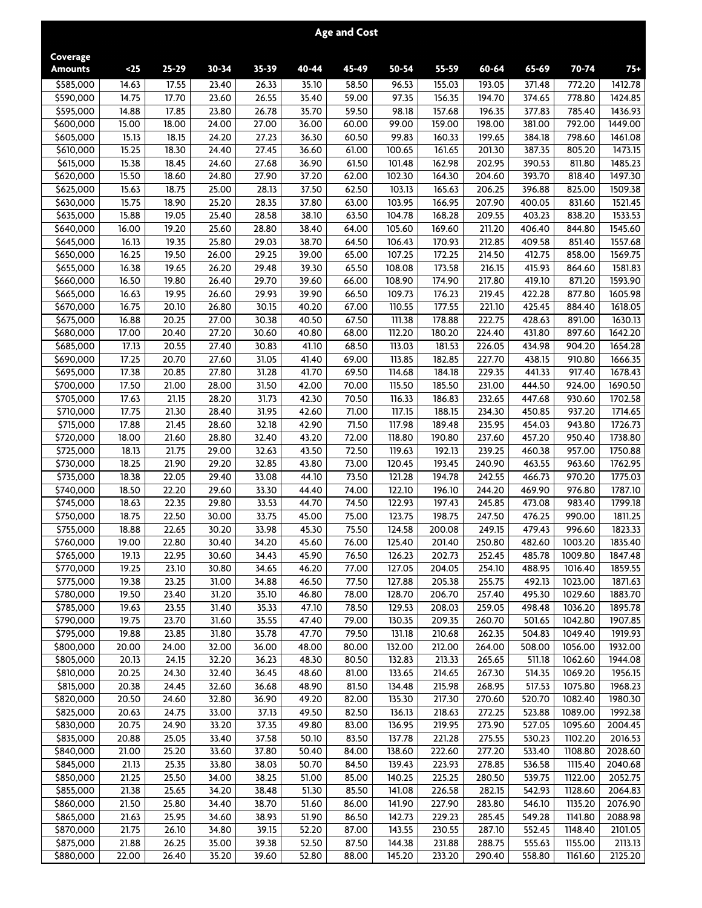| Coverage Amounts | <25 | 25-29 | 30-34 | 35-39 | 40-44 | 45-49 | 50-54 | 55-59 | 60-64 | 65-69 | 70-74 | 75+ |
|---|---|---|---|---|---|---|---|---|---|---|---|---|
| | **Age and Cost** | | | | | | | | | | | |
| $585,000 | 14.63 | 17.55 | 23.40 | 26.33 | 35.10 | 58.50 | 96.53 | 155.03 | 193.05 | 371.48 | 772.20 | 1412.78 |
| $590,000 | 14.75 | 17.70 | 23.60 | 26.55 | 35.40 | 59.00 | 97.35 | 156.35 | 194.70 | 374.65 | 778.80 | 1424.85 |
| $595,000 | 14.88 | 17.85 | 23.80 | 26.78 | 35.70 | 59.50 | 98.18 | 157.68 | 196.35 | 377.83 | 785.40 | 1436.93 |
| $600,000 | 15.00 | 18.00 | 24.00 | 27.00 | 36.00 | 60.00 | 99.00 | 159.00 | 198.00 | 381.00 | 792.00 | 1449.00 |
| $605,000 | 15.13 | 18.15 | 24.20 | 27.23 | 36.30 | 60.50 | 99.83 | 160.33 | 199.65 | 384.18 | 798.60 | 1461.08 |
| $610,000 | 15.25 | 18.30 | 24.40 | 27.45 | 36.60 | 61.00 | 100.65 | 161.65 | 201.30 | 387.35 | 805.20 | 1473.15 |
| $615,000 | 15.38 | 18.45 | 24.60 | 27.68 | 36.90 | 61.50 | 101.48 | 162.98 | 202.95 | 390.53 | 811.80 | 1485.23 |
| $620,000 | 15.50 | 18.60 | 24.80 | 27.90 | 37.20 | 62.00 | 102.30 | 164.30 | 204.60 | 393.70 | 818.40 | 1497.30 |
| $625,000 | 15.63 | 18.75 | 25.00 | 28.13 | 37.50 | 62.50 | 103.13 | 165.63 | 206.25 | 396.88 | 825.00 | 1509.38 |
| $630,000 | 15.75 | 18.90 | 25.20 | 28.35 | 37.80 | 63.00 | 103.95 | 166.95 | 207.90 | 400.05 | 831.60 | 1521.45 |
| $635,000 | 15.88 | 19.05 | 25.40 | 28.58 | 38.10 | 63.50 | 104.78 | 168.28 | 209.55 | 403.23 | 838.20 | 1533.53 |
| $640,000 | 16.00 | 19.20 | 25.60 | 28.80 | 38.40 | 64.00 | 105.60 | 169.60 | 211.20 | 406.40 | 844.80 | 1545.60 |
| $645,000 | 16.13 | 19.35 | 25.80 | 29.03 | 38.70 | 64.50 | 106.43 | 170.93 | 212.85 | 409.58 | 851.40 | 1557.68 |
| $650,000 | 16.25 | 19.50 | 26.00 | 29.25 | 39.00 | 65.00 | 107.25 | 172.25 | 214.50 | 412.75 | 858.00 | 1569.75 |
| $655,000 | 16.38 | 19.65 | 26.20 | 29.48 | 39.30 | 65.50 | 108.08 | 173.58 | 216.15 | 415.93 | 864.60 | 1581.83 |
| $660,000 | 16.50 | 19.80 | 26.40 | 29.70 | 39.60 | 66.00 | 108.90 | 174.90 | 217.80 | 419.10 | 871.20 | 1593.90 |
| $665,000 | 16.63 | 19.95 | 26.60 | 29.93 | 39.90 | 66.50 | 109.73 | 176.23 | 219.45 | 422.28 | 877.80 | 1605.98 |
| $670,000 | 16.75 | 20.10 | 26.80 | 30.15 | 40.20 | 67.00 | 110.55 | 177.55 | 221.10 | 425.45 | 884.40 | 1618.05 |
| $675,000 | 16.88 | 20.25 | 27.00 | 30.38 | 40.50 | 67.50 | 111.38 | 178.88 | 222.75 | 428.63 | 891.00 | 1630.13 |
| $680,000 | 17.00 | 20.40 | 27.20 | 30.60 | 40.80 | 68.00 | 112.20 | 180.20 | 224.40 | 431.80 | 897.60 | 1642.20 |
| $685,000 | 17.13 | 20.55 | 27.40 | 30.83 | 41.10 | 68.50 | 113.03 | 181.53 | 226.05 | 434.98 | 904.20 | 1654.28 |
| $690,000 | 17.25 | 20.70 | 27.60 | 31.05 | 41.40 | 69.00 | 113.85 | 182.85 | 227.70 | 438.15 | 910.80 | 1666.35 |
| $695,000 | 17.38 | 20.85 | 27.80 | 31.28 | 41.70 | 69.50 | 114.68 | 184.18 | 229.35 | 441.33 | 917.40 | 1678.43 |
| $700,000 | 17.50 | 21.00 | 28.00 | 31.50 | 42.00 | 70.00 | 115.50 | 185.50 | 231.00 | 444.50 | 924.00 | 1690.50 |
| $705,000 | 17.63 | 21.15 | 28.20 | 31.73 | 42.30 | 70.50 | 116.33 | 186.83 | 232.65 | 447.68 | 930.60 | 1702.58 |
| $710,000 | 17.75 | 21.30 | 28.40 | 31.95 | 42.60 | 71.00 | 117.15 | 188.15 | 234.30 | 450.85 | 937.20 | 1714.65 |
| $715,000 | 17.88 | 21.45 | 28.60 | 32.18 | 42.90 | 71.50 | 117.98 | 189.48 | 235.95 | 454.03 | 943.80 | 1726.73 |
| $720,000 | 18.00 | 21.60 | 28.80 | 32.40 | 43.20 | 72.00 | 118.80 | 190.80 | 237.60 | 457.20 | 950.40 | 1738.80 |
| $725,000 | 18.13 | 21.75 | 29.00 | 32.63 | 43.50 | 72.50 | 119.63 | 192.13 | 239.25 | 460.38 | 957.00 | 1750.88 |
| $730,000 | 18.25 | 21.90 | 29.20 | 32.85 | 43.80 | 73.00 | 120.45 | 193.45 | 240.90 | 463.55 | 963.60 | 1762.95 |
| $735,000 | 18.38 | 22.05 | 29.40 | 33.08 | 44.10 | 73.50 | 121.28 | 194.78 | 242.55 | 466.73 | 970.20 | 1775.03 |
| $740,000 | 18.50 | 22.20 | 29.60 | 33.30 | 44.40 | 74.00 | 122.10 | 196.10 | 244.20 | 469.90 | 976.80 | 1787.10 |
| $745,000 | 18.63 | 22.35 | 29.80 | 33.53 | 44.70 | 74.50 | 122.93 | 197.43 | 245.85 | 473.08 | 983.40 | 1799.18 |
| $750,000 | 18.75 | 22.50 | 30.00 | 33.75 | 45.00 | 75.00 | 123.75 | 198.75 | 247.50 | 476.25 | 990.00 | 1811.25 |
| $755,000 | 18.88 | 22.65 | 30.20 | 33.98 | 45.30 | 75.50 | 124.58 | 200.08 | 249.15 | 479.43 | 996.60 | 1823.33 |
| $760,000 | 19.00 | 22.80 | 30.40 | 34.20 | 45.60 | 76.00 | 125.40 | 201.40 | 250.80 | 482.60 | 1003.20 | 1835.40 |
| $765,000 | 19.13 | 22.95 | 30.60 | 34.43 | 45.90 | 76.50 | 126.23 | 202.73 | 252.45 | 485.78 | 1009.80 | 1847.48 |
| $770,000 | 19.25 | 23.10 | 30.80 | 34.65 | 46.20 | 77.00 | 127.05 | 204.05 | 254.10 | 488.95 | 1016.40 | 1859.55 |
| $775,000 | 19.38 | 23.25 | 31.00 | 34.88 | 46.50 | 77.50 | 127.88 | 205.38 | 255.75 | 492.13 | 1023.00 | 1871.63 |
| $780,000 | 19.50 | 23.40 | 31.20 | 35.10 | 46.80 | 78.00 | 128.70 | 206.70 | 257.40 | 495.30 | 1029.60 | 1883.70 |
| $785,000 | 19.63 | 23.55 | 31.40 | 35.33 | 47.10 | 78.50 | 129.53 | 208.03 | 259.05 | 498.48 | 1036.20 | 1895.78 |
| $790,000 | 19.75 | 23.70 | 31.60 | 35.55 | 47.40 | 79.00 | 130.35 | 209.35 | 260.70 | 501.65 | 1042.80 | 1907.85 |
| $795,000 | 19.88 | 23.85 | 31.80 | 35.78 | 47.70 | 79.50 | 131.18 | 210.68 | 262.35 | 504.83 | 1049.40 | 1919.93 |
| $800,000 | 20.00 | 24.00 | 32.00 | 36.00 | 48.00 | 80.00 | 132.00 | 212.00 | 264.00 | 508.00 | 1056.00 | 1932.00 |
| $805,000 | 20.13 | 24.15 | 32.20 | 36.23 | 48.30 | 80.50 | 132.83 | 213.33 | 265.65 | 511.18 | 1062.60 | 1944.08 |
| $810,000 | 20.25 | 24.30 | 32.40 | 36.45 | 48.60 | 81.00 | 133.65 | 214.65 | 267.30 | 514.35 | 1069.20 | 1956.15 |
| $815,000 | 20.38 | 24.45 | 32.60 | 36.68 | 48.90 | 81.50 | 134.48 | 215.98 | 268.95 | 517.53 | 1075.80 | 1968.23 |
| $820,000 | 20.50 | 24.60 | 32.80 | 36.90 | 49.20 | 82.00 | 135.30 | 217.30 | 270.60 | 520.70 | 1082.40 | 1980.30 |
| $825,000 | 20.63 | 24.75 | 33.00 | 37.13 | 49.50 | 82.50 | 136.13 | 218.63 | 272.25 | 523.88 | 1089.00 | 1992.38 |
| $830,000 | 20.75 | 24.90 | 33.20 | 37.35 | 49.80 | 83.00 | 136.95 | 219.95 | 273.90 | 527.05 | 1095.60 | 2004.45 |
| $835,000 | 20.88 | 25.05 | 33.40 | 37.58 | 50.10 | 83.50 | 137.78 | 221.28 | 275.55 | 530.23 | 1102.20 | 2016.53 |
| $840,000 | 21.00 | 25.20 | 33.60 | 37.80 | 50.40 | 84.00 | 138.60 | 222.60 | 277.20 | 533.40 | 1108.80 | 2028.60 |
| $845,000 | 21.13 | 25.35 | 33.80 | 38.03 | 50.70 | 84.50 | 139.43 | 223.93 | 278.85 | 536.58 | 1115.40 | 2040.68 |
| $850,000 | 21.25 | 25.50 | 34.00 | 38.25 | 51.00 | 85.00 | 140.25 | 225.25 | 280.50 | 539.75 | 1122.00 | 2052.75 |
| $855,000 | 21.38 | 25.65 | 34.20 | 38.48 | 51.30 | 85.50 | 141.08 | 226.58 | 282.15 | 542.93 | 1128.60 | 2064.83 |
| $860,000 | 21.50 | 25.80 | 34.40 | 38.70 | 51.60 | 86.00 | 141.90 | 227.90 | 283.80 | 546.10 | 1135.20 | 2076.90 |
| $865,000 | 21.63 | 25.95 | 34.60 | 38.93 | 51.90 | 86.50 | 142.73 | 229.23 | 285.45 | 549.28 | 1141.80 | 2088.98 |
| $870,000 | 21.75 | 26.10 | 34.80 | 39.15 | 52.20 | 87.00 | 143.55 | 230.55 | 287.10 | 552.45 | 1148.40 | 2101.05 |
| $875,000 | 21.88 | 26.25 | 35.00 | 39.38 | 52.50 | 87.50 | 144.38 | 231.88 | 288.75 | 555.63 | 1155.00 | 2113.13 |
| $880,000 | 22.00 | 26.40 | 35.20 | 39.60 | 52.80 | 88.00 | 145.20 | 233.20 | 290.40 | 558.80 | 1161.60 | 2125.20 |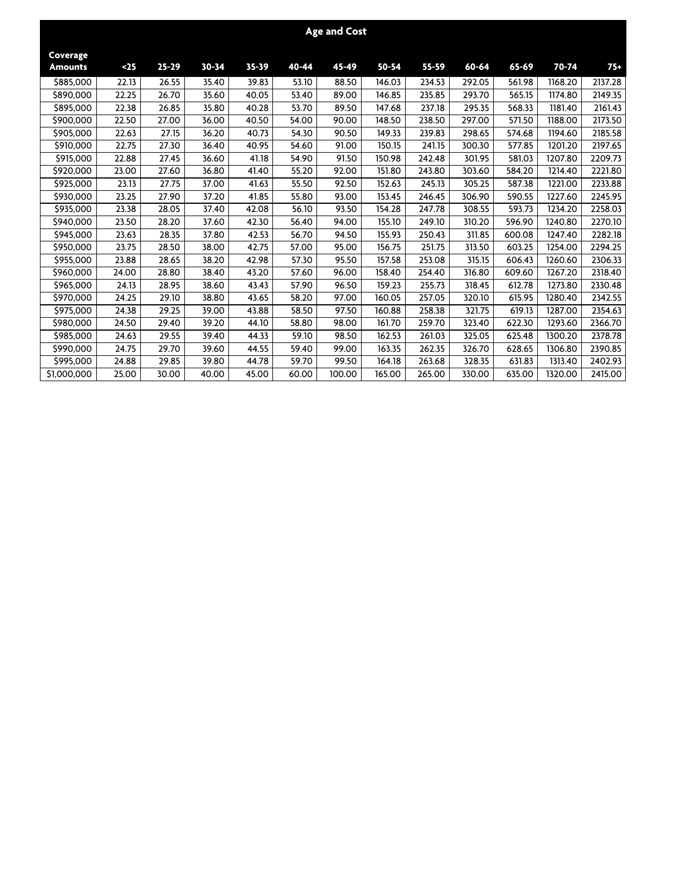| | Age and Cost | | | | | | | | | | | |
|---|---|---|---|---|---|---|---|---|---|---|---|---|
| **Coverage Amounts** | **<25** | **25-29** | **30-34** | **35-39** | **40-44** | **45-49** | **50-54** | **55-59** | **60-64** | **65-69** | **70-74** | **75+** |
| $885,000 | 22.13 | 26.55 | 35.40 | 39.83 | 53.10 | 88.50 | 146.03 | 234.53 | 292.05 | 561.98 | 1168.20 | 2137.28 |
| $890,000 | 22.25 | 26.70 | 35.60 | 40.05 | 53.40 | 89.00 | 146.85 | 235.85 | 293.70 | 565.15 | 1174.80 | 2149.35 |
| $895,000 | 22.38 | 26.85 | 35.80 | 40.28 | 53.70 | 89.50 | 147.68 | 237.18 | 295.35 | 568.33 | 1181.40 | 2161.43 |
| $900,000 | 22.50 | 27.00 | 36.00 | 40.50 | 54.00 | 90.00 | 148.50 | 238.50 | 297.00 | 571.50 | 1188.00 | 2173.50 |
| $905,000 | 22.63 | 27.15 | 36.20 | 40.73 | 54.30 | 90.50 | 149.33 | 239.83 | 298.65 | 574.68 | 1194.60 | 2185.58 |
| $910,000 | 22.75 | 27.30 | 36.40 | 40.95 | 54.60 | 91.00 | 150.15 | 241.15 | 300.30 | 577.85 | 1201.20 | 2197.65 |
| $915,000 | 22.88 | 27.45 | 36.60 | 41.18 | 54.90 | 91.50 | 150.98 | 242.48 | 301.95 | 581.03 | 1207.80 | 2209.73 |
| $920,000 | 23.00 | 27.60 | 36.80 | 41.40 | 55.20 | 92.00 | 151.80 | 243.80 | 303.60 | 584.20 | 1214.40 | 2221.80 |
| $925,000 | 23.13 | 27.75 | 37.00 | 41.63 | 55.50 | 92.50 | 152.63 | 245.13 | 305.25 | 587.38 | 1221.00 | 2233.88 |
| $930,000 | 23.25 | 27.90 | 37.20 | 41.85 | 55.80 | 93.00 | 153.45 | 246.45 | 306.90 | 590.55 | 1227.60 | 2245.95 |
| $935,000 | 23.38 | 28.05 | 37.40 | 42.08 | 56.10 | 93.50 | 154.28 | 247.78 | 308.55 | 593.73 | 1234.20 | 2258.03 |
| $940,000 | 23.50 | 28.20 | 37.60 | 42.30 | 56.40 | 94.00 | 155.10 | 249.10 | 310.20 | 596.90 | 1240.80 | 2270.10 |
| $945,000 | 23.63 | 28.35 | 37.80 | 42.53 | 56.70 | 94.50 | 155.93 | 250.43 | 311.85 | 600.08 | 1247.40 | 2282.18 |
| $950,000 | 23.75 | 28.50 | 38.00 | 42.75 | 57.00 | 95.00 | 156.75 | 251.75 | 313.50 | 603.25 | 1254.00 | 2294.25 |
| $955,000 | 23.88 | 28.65 | 38.20 | 42.98 | 57.30 | 95.50 | 157.58 | 253.08 | 315.15 | 606.43 | 1260.60 | 2306.33 |
| $960,000 | 24.00 | 28.80 | 38.40 | 43.20 | 57.60 | 96.00 | 158.40 | 254.40 | 316.80 | 609.60 | 1267.20 | 2318.40 |
| $965,000 | 24.13 | 28.95 | 38.60 | 43.43 | 57.90 | 96.50 | 159.23 | 255.73 | 318.45 | 612.78 | 1273.80 | 2330.48 |
| $970,000 | 24.25 | 29.10 | 38.80 | 43.65 | 58.20 | 97.00 | 160.05 | 257.05 | 320.10 | 615.95 | 1280.40 | 2342.55 |
| $975,000 | 24.38 | 29.25 | 39.00 | 43.88 | 58.50 | 97.50 | 160.88 | 258.38 | 321.75 | 619.13 | 1287.00 | 2354.63 |
| $980,000 | 24.50 | 29.40 | 39.20 | 44.10 | 58.80 | 98.00 | 161.70 | 259.70 | 323.40 | 622.30 | 1293.60 | 2366.70 |
| $985,000 | 24.63 | 29.55 | 39.40 | 44.33 | 59.10 | 98.50 | 162.53 | 261.03 | 325.05 | 625.48 | 1300.20 | 2378.78 |
| $990,000 | 24.75 | 29.70 | 39.60 | 44.55 | 59.40 | 99.00 | 163.35 | 262.35 | 326.70 | 628.65 | 1306.80 | 2390.85 |
| $995,000 | 24.88 | 29.85 | 39.80 | 44.78 | 59.70 | 99.50 | 164.18 | 263.68 | 328.35 | 631.83 | 1313.40 | 2402.93 |
| $1,000,000 | 25.00 | 30.00 | 40.00 | 45.00 | 60.00 | 100.00 | 165.00 | 265.00 | 330.00 | 635.00 | 1320.00 | 2415.00 |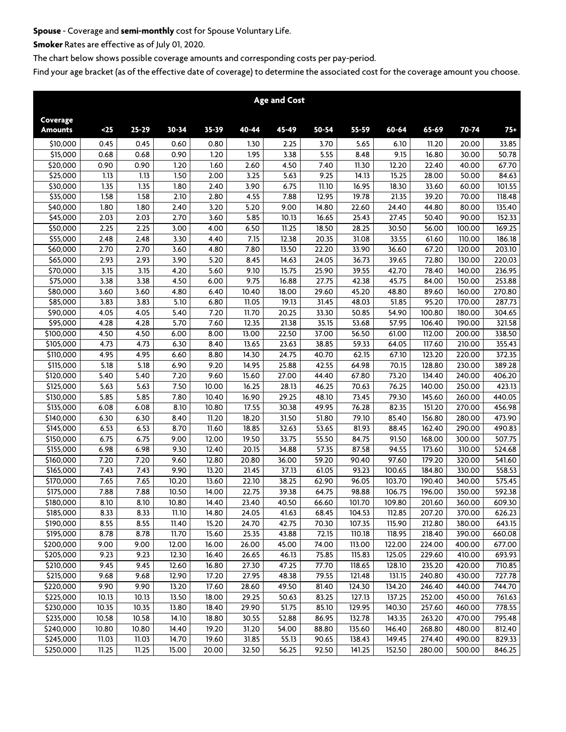**Spouse** - Coverage and **semi-monthly** cost for Spouse Voluntary Life.

**Smoker** Rates are effective as of July 01, 2020.

The chart below shows possible coverage amounts and corresponding costs per pay-period.

Find your age bracket (as of the effective date of coverage) to determine the associated cost for the coverage amount you choose.

| | Age and Cost | | | | | | | | | | | |
|---|---|---|---|---|---|---|---|---|---|---|---|---|
| **Coverage Amounts** | **<25** | **25-29** | **30-34** | **35-39** | **40-44** | **45-49** | **50-54** | **55-59** | **60-64** | **65-69** | **70-74** | **75+** |
| $10,000 | 0.45 | 0.45 | 0.60 | 0.80 | 1.30 | 2.25 | 3.70 | 5.65 | 6.10 | 11.20 | 20.00 | 33.85 |
| $15,000 | 0.68 | 0.68 | 0.90 | 1.20 | 1.95 | 3.38 | 5.55 | 8.48 | 9.15 | 16.80 | 30.00 | 50.78 |
| $20,000 | 0.90 | 0.90 | 1.20 | 1.60 | 2.60 | 4.50 | 7.40 | 11.30 | 12.20 | 22.40 | 40.00 | 67.70 |
| $25,000 | 1.13 | 1.13 | 1.50 | 2.00 | 3.25 | 5.63 | 9.25 | 14.13 | 15.25 | 28.00 | 50.00 | 84.63 |
| $30,000 | 1.35 | 1.35 | 1.80 | 2.40 | 3.90 | 6.75 | 11.10 | 16.95 | 18.30 | 33.60 | 60.00 | 101.55 |
| $35,000 | 1.58 | 1.58 | 2.10 | 2.80 | 4.55 | 7.88 | 12.95 | 19.78 | 21.35 | 39.20 | 70.00 | 118.48 |
| $40,000 | 1.80 | 1.80 | 2.40 | 3.20 | 5.20 | 9.00 | 14.80 | 22.60 | 24.40 | 44.80 | 80.00 | 135.40 |
| $45,000 | 2.03 | 2.03 | 2.70 | 3.60 | 5.85 | 10.13 | 16.65 | 25.43 | 27.45 | 50.40 | 90.00 | 152.33 |
| $50,000 | 2.25 | 2.25 | 3.00 | 4.00 | 6.50 | 11.25 | 18.50 | 28.25 | 30.50 | 56.00 | 100.00 | 169.25 |
| $55,000 | 2.48 | 2.48 | 3.30 | 4.40 | 7.15 | 12.38 | 20.35 | 31.08 | 33.55 | 61.60 | 110.00 | 186.18 |
| $60,000 | 2.70 | 2.70 | 3.60 | 4.80 | 7.80 | 13.50 | 22.20 | 33.90 | 36.60 | 67.20 | 120.00 | 203.10 |
| $65,000 | 2.93 | 2.93 | 3.90 | 5.20 | 8.45 | 14.63 | 24.05 | 36.73 | 39.65 | 72.80 | 130.00 | 220.03 |
| $70,000 | 3.15 | 3.15 | 4.20 | 5.60 | 9.10 | 15.75 | 25.90 | 39.55 | 42.70 | 78.40 | 140.00 | 236.95 |
| $75,000 | 3.38 | 3.38 | 4.50 | 6.00 | 9.75 | 16.88 | 27.75 | 42.38 | 45.75 | 84.00 | 150.00 | 253.88 |
| $80,000 | 3.60 | 3.60 | 4.80 | 6.40 | 10.40 | 18.00 | 29.60 | 45.20 | 48.80 | 89.60 | 160.00 | 270.80 |
| $85,000 | 3.83 | 3.83 | 5.10 | 6.80 | 11.05 | 19.13 | 31.45 | 48.03 | 51.85 | 95.20 | 170.00 | 287.73 |
| $90,000 | 4.05 | 4.05 | 5.40 | 7.20 | 11.70 | 20.25 | 33.30 | 50.85 | 54.90 | 100.80 | 180.00 | 304.65 |
| $95,000 | 4.28 | 4.28 | 5.70 | 7.60 | 12.35 | 21.38 | 35.15 | 53.68 | 57.95 | 106.40 | 190.00 | 321.58 |
| $100,000 | 4.50 | 4.50 | 6.00 | 8.00 | 13.00 | 22.50 | 37.00 | 56.50 | 61.00 | 112.00 | 200.00 | 338.50 |
| $105,000 | 4.73 | 4.73 | 6.30 | 8.40 | 13.65 | 23.63 | 38.85 | 59.33 | 64.05 | 117.60 | 210.00 | 355.43 |
| $110,000 | 4.95 | 4.95 | 6.60 | 8.80 | 14.30 | 24.75 | 40.70 | 62.15 | 67.10 | 123.20 | 220.00 | 372.35 |
| $115,000 | 5.18 | 5.18 | 6.90 | 9.20 | 14.95 | 25.88 | 42.55 | 64.98 | 70.15 | 128.80 | 230.00 | 389.28 |
| $120,000 | 5.40 | 5.40 | 7.20 | 9.60 | 15.60 | 27.00 | 44.40 | 67.80 | 73.20 | 134.40 | 240.00 | 406.20 |
| $125,000 | 5.63 | 5.63 | 7.50 | 10.00 | 16.25 | 28.13 | 46.25 | 70.63 | 76.25 | 140.00 | 250.00 | 423.13 |
| $130,000 | 5.85 | 5.85 | 7.80 | 10.40 | 16.90 | 29.25 | 48.10 | 73.45 | 79.30 | 145.60 | 260.00 | 440.05 |
| $135,000 | 6.08 | 6.08 | 8.10 | 10.80 | 17.55 | 30.38 | 49.95 | 76.28 | 82.35 | 151.20 | 270.00 | 456.98 |
| $140,000 | 6.30 | 6.30 | 8.40 | 11.20 | 18.20 | 31.50 | 51.80 | 79.10 | 85.40 | 156.80 | 280.00 | 473.90 |
| $145,000 | 6.53 | 6.53 | 8.70 | 11.60 | 18.85 | 32.63 | 53.65 | 81.93 | 88.45 | 162.40 | 290.00 | 490.83 |
| $150,000 | 6.75 | 6.75 | 9.00 | 12.00 | 19.50 | 33.75 | 55.50 | 84.75 | 91.50 | 168.00 | 300.00 | 507.75 |
| $155,000 | 6.98 | 6.98 | 9.30 | 12.40 | 20.15 | 34.88 | 57.35 | 87.58 | 94.55 | 173.60 | 310.00 | 524.68 |
| $160,000 | 7.20 | 7.20 | 9.60 | 12.80 | 20.80 | 36.00 | 59.20 | 90.40 | 97.60 | 179.20 | 320.00 | 541.60 |
| $165,000 | 7.43 | 7.43 | 9.90 | 13.20 | 21.45 | 37.13 | 61.05 | 93.23 | 100.65 | 184.80 | 330.00 | 558.53 |
| $170,000 | 7.65 | 7.65 | 10.20 | 13.60 | 22.10 | 38.25 | 62.90 | 96.05 | 103.70 | 190.40 | 340.00 | 575.45 |
| $175,000 | 7.88 | 7.88 | 10.50 | 14.00 | 22.75 | 39.38 | 64.75 | 98.88 | 106.75 | 196.00 | 350.00 | 592.38 |
| $180,000 | 8.10 | 8.10 | 10.80 | 14.40 | 23.40 | 40.50 | 66.60 | 101.70 | 109.80 | 201.60 | 360.00 | 609.30 |
| $185,000 | 8.33 | 8.33 | 11.10 | 14.80 | 24.05 | 41.63 | 68.45 | 104.53 | 112.85 | 207.20 | 370.00 | 626.23 |
| $190,000 | 8.55 | 8.55 | 11.40 | 15.20 | 24.70 | 42.75 | 70.30 | 107.35 | 115.90 | 212.80 | 380.00 | 643.15 |
| $195,000 | 8.78 | 8.78 | 11.70 | 15.60 | 25.35 | 43.88 | 72.15 | 110.18 | 118.95 | 218.40 | 390.00 | 660.08 |
| $200,000 | 9.00 | 9.00 | 12.00 | 16.00 | 26.00 | 45.00 | 74.00 | 113.00 | 122.00 | 224.00 | 400.00 | 677.00 |
| $205,000 | 9.23 | 9.23 | 12.30 | 16.40 | 26.65 | 46.13 | 75.85 | 115.83 | 125.05 | 229.60 | 410.00 | 693.93 |
| $210,000 | 9.45 | 9.45 | 12.60 | 16.80 | 27.30 | 47.25 | 77.70 | 118.65 | 128.10 | 235.20 | 420.00 | 710.85 |
| $215,000 | 9.68 | 9.68 | 12.90 | 17.20 | 27.95 | 48.38 | 79.55 | 121.48 | 131.15 | 240.80 | 430.00 | 727.78 |
| $220,000 | 9.90 | 9.90 | 13.20 | 17.60 | 28.60 | 49.50 | 81.40 | 124.30 | 134.20 | 246.40 | 440.00 | 744.70 |
| $225,000 | 10.13 | 10.13 | 13.50 | 18.00 | 29.25 | 50.63 | 83.25 | 127.13 | 137.25 | 252.00 | 450.00 | 761.63 |
| $230,000 | 10.35 | 10.35 | 13.80 | 18.40 | 29.90 | 51.75 | 85.10 | 129.95 | 140.30 | 257.60 | 460.00 | 778.55 |
| $235,000 | 10.58 | 10.58 | 14.10 | 18.80 | 30.55 | 52.88 | 86.95 | 132.78 | 143.35 | 263.20 | 470.00 | 795.48 |
| $240,000 | 10.80 | 10.80 | 14.40 | 19.20 | 31.20 | 54.00 | 88.80 | 135.60 | 146.40 | 268.80 | 480.00 | 812.40 |
| $245,000 | 11.03 | 11.03 | 14.70 | 19.60 | 31.85 | 55.13 | 90.65 | 138.43 | 149.45 | 274.40 | 490.00 | 829.33 |
| $250,000 | 11.25 | 11.25 | 15.00 | 20.00 | 32.50 | 56.25 | 92.50 | 141.25 | 152.50 | 280.00 | 500.00 | 846.25 |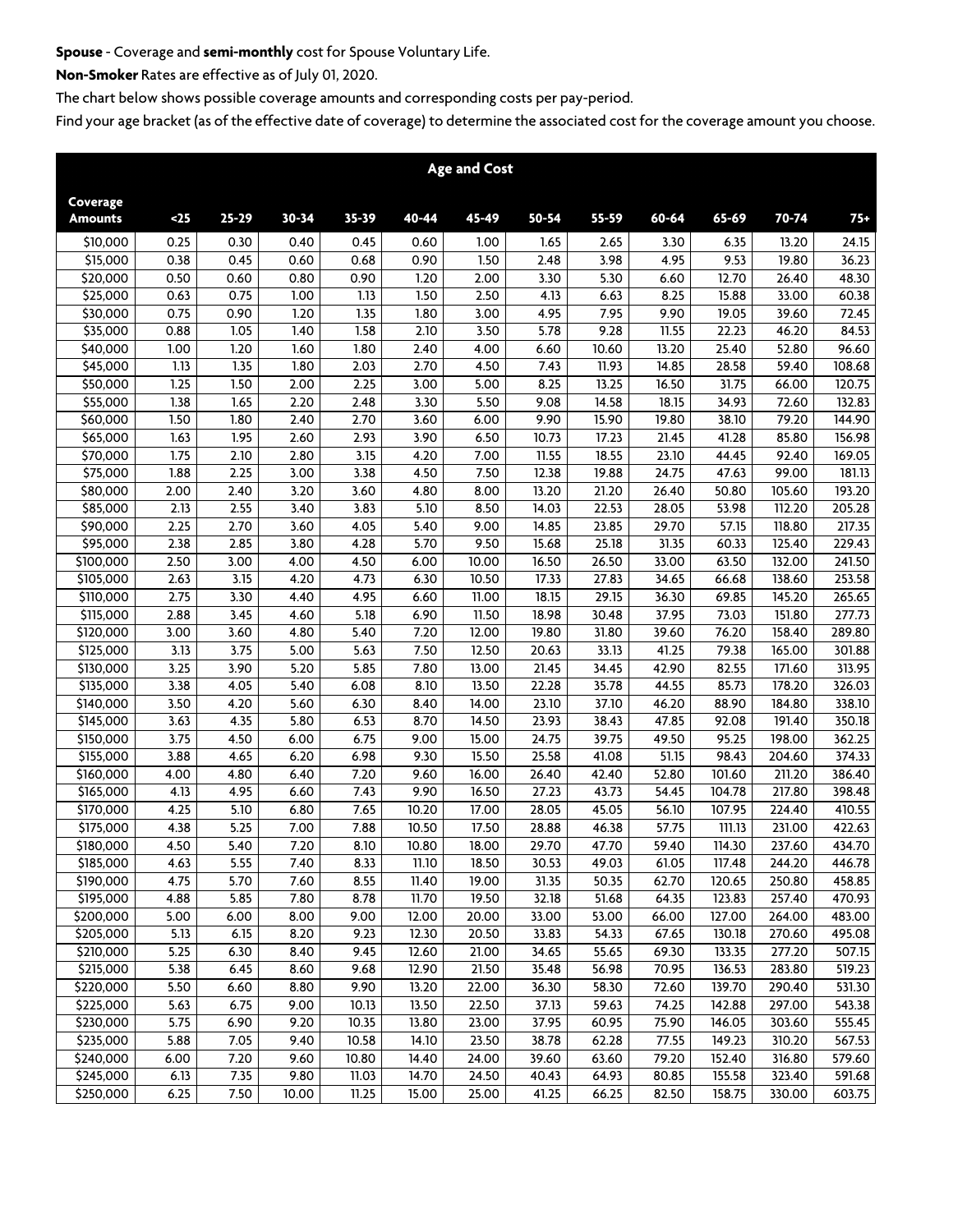**Spouse** - Coverage and **semi-monthly** cost for Spouse Voluntary Life.

**Non-Smoker** Rates are effective as of July 01, 2020.

The chart below shows possible coverage amounts and corresponding costs per pay-period.

Find your age bracket (as of the effective date of coverage) to determine the associated cost for the coverage amount you choose.

| Age and Cost | | | | | | | | | | | | |
|---|---|---|---|---|---|---|---|---|---|---|---|---|
| **Coverage Amounts** | **<25** | **25-29** | **30-34** | **35-39** | **40-44** | **45-49** | **50-54** | **55-59** | **60-64** | **65-69** | **70-74** | **75+** |
| $10,000 | 0.25 | 0.30 | 0.40 | 0.45 | 0.60 | 1.00 | 1.65 | 2.65 | 3.30 | 6.35 | 13.20 | 24.15 |
| $15,000 | 0.38 | 0.45 | 0.60 | 0.68 | 0.90 | 1.50 | 2.48 | 3.98 | 4.95 | 9.53 | 19.80 | 36.23 |
| $20,000 | 0.50 | 0.60 | 0.80 | 0.90 | 1.20 | 2.00 | 3.30 | 5.30 | 6.60 | 12.70 | 26.40 | 48.30 |
| $25,000 | 0.63 | 0.75 | 1.00 | 1.13 | 1.50 | 2.50 | 4.13 | 6.63 | 8.25 | 15.88 | 33.00 | 60.38 |
| $30,000 | 0.75 | 0.90 | 1.20 | 1.35 | 1.80 | 3.00 | 4.95 | 7.95 | 9.90 | 19.05 | 39.60 | 72.45 |
| $35,000 | 0.88 | 1.05 | 1.40 | 1.58 | 2.10 | 3.50 | 5.78 | 9.28 | 11.55 | 22.23 | 46.20 | 84.53 |
| $40,000 | 1.00 | 1.20 | 1.60 | 1.80 | 2.40 | 4.00 | 6.60 | 10.60 | 13.20 | 25.40 | 52.80 | 96.60 |
| $45,000 | 1.13 | 1.35 | 1.80 | 2.03 | 2.70 | 4.50 | 7.43 | 11.93 | 14.85 | 28.58 | 59.40 | 108.68 |
| $50,000 | 1.25 | 1.50 | 2.00 | 2.25 | 3.00 | 5.00 | 8.25 | 13.25 | 16.50 | 31.75 | 66.00 | 120.75 |
| $55,000 | 1.38 | 1.65 | 2.20 | 2.48 | 3.30 | 5.50 | 9.08 | 14.58 | 18.15 | 34.93 | 72.60 | 132.83 |
| $60,000 | 1.50 | 1.80 | 2.40 | 2.70 | 3.60 | 6.00 | 9.90 | 15.90 | 19.80 | 38.10 | 79.20 | 144.90 |
| $65,000 | 1.63 | 1.95 | 2.60 | 2.93 | 3.90 | 6.50 | 10.73 | 17.23 | 21.45 | 41.28 | 85.80 | 156.98 |
| $70,000 | 1.75 | 2.10 | 2.80 | 3.15 | 4.20 | 7.00 | 11.55 | 18.55 | 23.10 | 44.45 | 92.40 | 169.05 |
| $75,000 | 1.88 | 2.25 | 3.00 | 3.38 | 4.50 | 7.50 | 12.38 | 19.88 | 24.75 | 47.63 | 99.00 | 181.13 |
| $80,000 | 2.00 | 2.40 | 3.20 | 3.60 | 4.80 | 8.00 | 13.20 | 21.20 | 26.40 | 50.80 | 105.60 | 193.20 |
| $85,000 | 2.13 | 2.55 | 3.40 | 3.83 | 5.10 | 8.50 | 14.03 | 22.53 | 28.05 | 53.98 | 112.20 | 205.28 |
| $90,000 | 2.25 | 2.70 | 3.60 | 4.05 | 5.40 | 9.00 | 14.85 | 23.85 | 29.70 | 57.15 | 118.80 | 217.35 |
| $95,000 | 2.38 | 2.85 | 3.80 | 4.28 | 5.70 | 9.50 | 15.68 | 25.18 | 31.35 | 60.33 | 125.40 | 229.43 |
| $100,000 | 2.50 | 3.00 | 4.00 | 4.50 | 6.00 | 10.00 | 16.50 | 26.50 | 33.00 | 63.50 | 132.00 | 241.50 |
| $105,000 | 2.63 | 3.15 | 4.20 | 4.73 | 6.30 | 10.50 | 17.33 | 27.83 | 34.65 | 66.68 | 138.60 | 253.58 |
| $110,000 | 2.75 | 3.30 | 4.40 | 4.95 | 6.60 | 11.00 | 18.15 | 29.15 | 36.30 | 69.85 | 145.20 | 265.65 |
| $115,000 | 2.88 | 3.45 | 4.60 | 5.18 | 6.90 | 11.50 | 18.98 | 30.48 | 37.95 | 73.03 | 151.80 | 277.73 |
| $120,000 | 3.00 | 3.60 | 4.80 | 5.40 | 7.20 | 12.00 | 19.80 | 31.80 | 39.60 | 76.20 | 158.40 | 289.80 |
| $125,000 | 3.13 | 3.75 | 5.00 | 5.63 | 7.50 | 12.50 | 20.63 | 33.13 | 41.25 | 79.38 | 165.00 | 301.88 |
| $130,000 | 3.25 | 3.90 | 5.20 | 5.85 | 7.80 | 13.00 | 21.45 | 34.45 | 42.90 | 82.55 | 171.60 | 313.95 |
| $135,000 | 3.38 | 4.05 | 5.40 | 6.08 | 8.10 | 13.50 | 22.28 | 35.78 | 44.55 | 85.73 | 178.20 | 326.03 |
| $140,000 | 3.50 | 4.20 | 5.60 | 6.30 | 8.40 | 14.00 | 23.10 | 37.10 | 46.20 | 88.90 | 184.80 | 338.10 |
| $145,000 | 3.63 | 4.35 | 5.80 | 6.53 | 8.70 | 14.50 | 23.93 | 38.43 | 47.85 | 92.08 | 191.40 | 350.18 |
| $150,000 | 3.75 | 4.50 | 6.00 | 6.75 | 9.00 | 15.00 | 24.75 | 39.75 | 49.50 | 95.25 | 198.00 | 362.25 |
| $155,000 | 3.88 | 4.65 | 6.20 | 6.98 | 9.30 | 15.50 | 25.58 | 41.08 | 51.15 | 98.43 | 204.60 | 374.33 |
| $160,000 | 4.00 | 4.80 | 6.40 | 7.20 | 9.60 | 16.00 | 26.40 | 42.40 | 52.80 | 101.60 | 211.20 | 386.40 |
| $165,000 | 4.13 | 4.95 | 6.60 | 7.43 | 9.90 | 16.50 | 27.23 | 43.73 | 54.45 | 104.78 | 217.80 | 398.48 |
| $170,000 | 4.25 | 5.10 | 6.80 | 7.65 | 10.20 | 17.00 | 28.05 | 45.05 | 56.10 | 107.95 | 224.40 | 410.55 |
| $175,000 | 4.38 | 5.25 | 7.00 | 7.88 | 10.50 | 17.50 | 28.88 | 46.38 | 57.75 | 111.13 | 231.00 | 422.63 |
| $180,000 | 4.50 | 5.40 | 7.20 | 8.10 | 10.80 | 18.00 | 29.70 | 47.70 | 59.40 | 114.30 | 237.60 | 434.70 |
| $185,000 | 4.63 | 5.55 | 7.40 | 8.33 | 11.10 | 18.50 | 30.53 | 49.03 | 61.05 | 117.48 | 244.20 | 446.78 |
| $190,000 | 4.75 | 5.70 | 7.60 | 8.55 | 11.40 | 19.00 | 31.35 | 50.35 | 62.70 | 120.65 | 250.80 | 458.85 |
| $195,000 | 4.88 | 5.85 | 7.80 | 8.78 | 11.70 | 19.50 | 32.18 | 51.68 | 64.35 | 123.83 | 257.40 | 470.93 |
| $200,000 | 5.00 | 6.00 | 8.00 | 9.00 | 12.00 | 20.00 | 33.00 | 53.00 | 66.00 | 127.00 | 264.00 | 483.00 |
| $205,000 | 5.13 | 6.15 | 8.20 | 9.23 | 12.30 | 20.50 | 33.83 | 54.33 | 67.65 | 130.18 | 270.60 | 495.08 |
| $210,000 | 5.25 | 6.30 | 8.40 | 9.45 | 12.60 | 21.00 | 34.65 | 55.65 | 69.30 | 133.35 | 277.20 | 507.15 |
| $215,000 | 5.38 | 6.45 | 8.60 | 9.68 | 12.90 | 21.50 | 35.48 | 56.98 | 70.95 | 136.53 | 283.80 | 519.23 |
| $220,000 | 5.50 | 6.60 | 8.80 | 9.90 | 13.20 | 22.00 | 36.30 | 58.30 | 72.60 | 139.70 | 290.40 | 531.30 |
| $225,000 | 5.63 | 6.75 | 9.00 | 10.13 | 13.50 | 22.50 | 37.13 | 59.63 | 74.25 | 142.88 | 297.00 | 543.38 |
| $230,000 | 5.75 | 6.90 | 9.20 | 10.35 | 13.80 | 23.00 | 37.95 | 60.95 | 75.90 | 146.05 | 303.60 | 555.45 |
| $235,000 | 5.88 | 7.05 | 9.40 | 10.58 | 14.10 | 23.50 | 38.78 | 62.28 | 77.55 | 149.23 | 310.20 | 567.53 |
| $240,000 | 6.00 | 7.20 | 9.60 | 10.80 | 14.40 | 24.00 | 39.60 | 63.60 | 79.20 | 152.40 | 316.80 | 579.60 |
| $245,000 | 6.13 | 7.35 | 9.80 | 11.03 | 14.70 | 24.50 | 40.43 | 64.93 | 80.85 | 155.58 | 323.40 | 591.68 |
| $250,000 | 6.25 | 7.50 | 10.00 | 11.25 | 15.00 | 25.00 | 41.25 | 66.25 | 82.50 | 158.75 | 330.00 | 603.75 |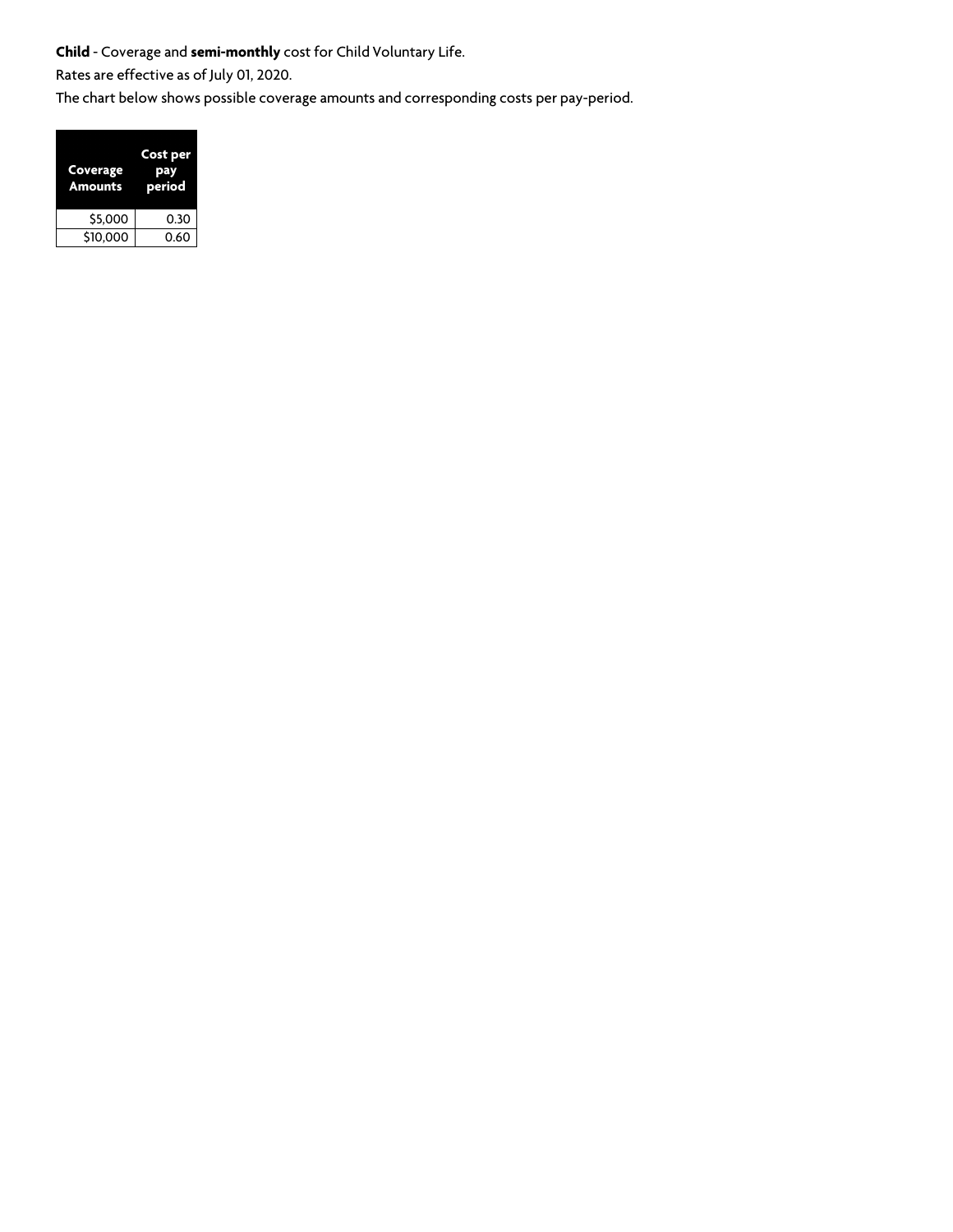**Child** - Coverage and **semi-monthly** cost for Child Voluntary Life.

Rates are effective as of July 01, 2020.

The chart below shows possible coverage amounts and corresponding costs per pay-period.

| Coverage Amounts | Cost per pay period |
|---|---|
| $5,000 | 0.30 |
| $10,000 | 0.60 |